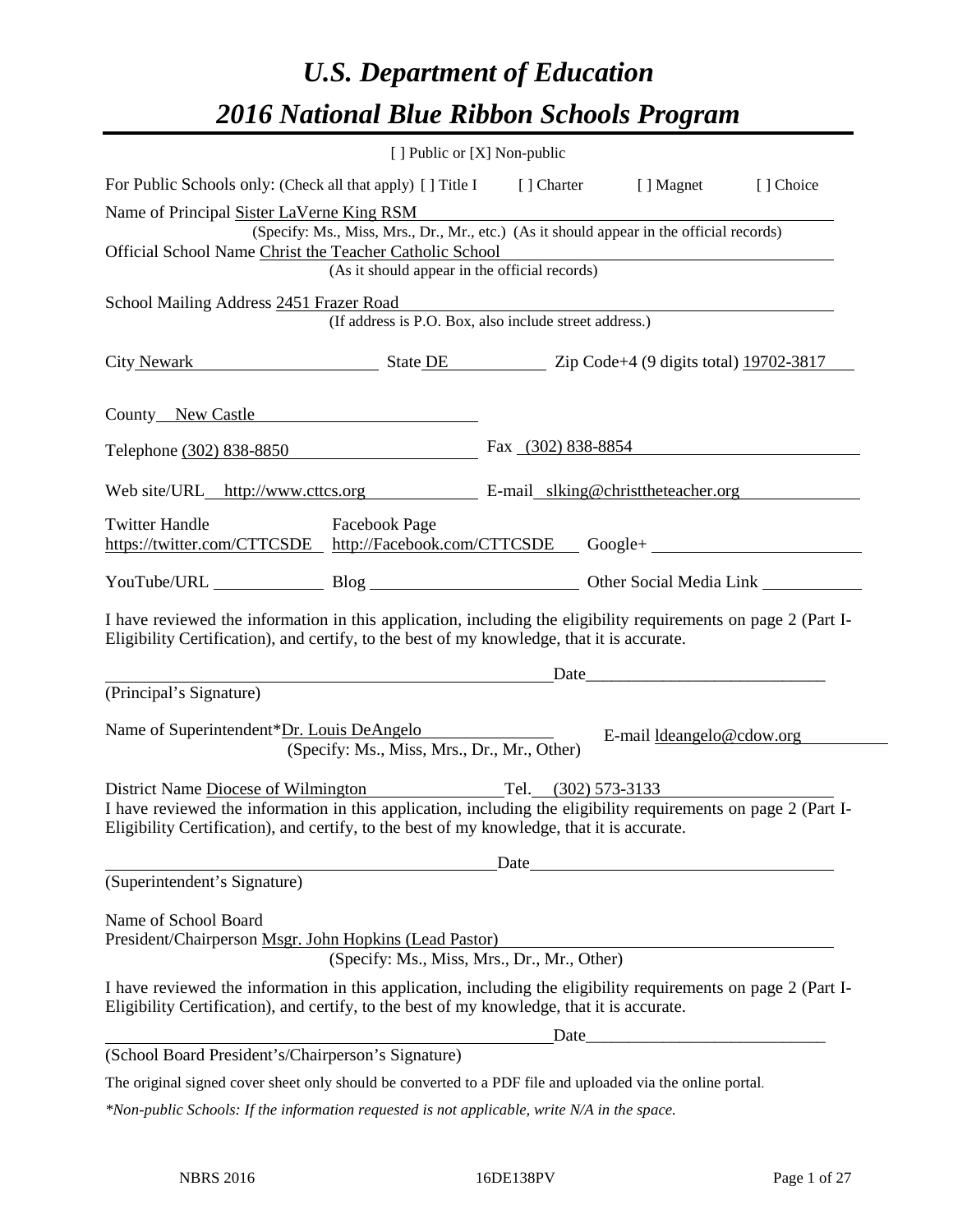# *U.S. Department of Education*

# *2016 National Blue Ribbon Schools Program*

[ ] Public or [X] Non-public

For Public Schools only: (Check all that apply) [ ] Title I [ ] Charter [ ] Magnet [ ] Choice

Name of Principal Sister LaVerne King RSM
(Specify: Ms., Miss, Mrs., Dr., Mr., etc.) (As it should appear in the official records)

Official School Name Christ the Teacher Catholic School
(As it should appear in the official records)

School Mailing Address 2451 Frazer Road
(If address is P.O. Box, also include street address.)

City Newark State DE Zip Code+4 (9 digits total) 19702-3817

County New Castle

Telephone (302) 838-8850 Fax (302) 838-8854

Web site/URL http://www.cttcs.org E-mail slking@christtheteacher.org

Twitter Handle https://twitter.com/CTTCSDE Facebook Page http://Facebook.com/CTTCSDE Google+

YouTube/URL Blog Other Social Media Link

I have reviewed the information in this application, including the eligibility requirements on page 2 (Part I-Eligibility Certification), and certify, to the best of my knowledge, that it is accurate.

_______________________________ Date_______________________
(Principal's Signature)

Name of Superintendent*Dr. Louis DeAngelo E-mail ldeangelo@cdow.org
(Specify: Ms., Miss, Mrs., Dr., Mr., Other)

District Name Diocese of Wilmington Tel. (302) 573-3133

I have reviewed the information in this application, including the eligibility requirements on page 2 (Part I-Eligibility Certification), and certify, to the best of my knowledge, that it is accurate.

_______________________________ Date_______________________
(Superintendent's Signature)

Name of School Board
President/Chairperson Msgr. John Hopkins (Lead Pastor)
(Specify: Ms., Miss, Mrs., Dr., Mr., Other)

I have reviewed the information in this application, including the eligibility requirements on page 2 (Part I-Eligibility Certification), and certify, to the best of my knowledge, that it is accurate.

_______________________________ Date_______________________
(School Board President's/Chairperson's Signature)

The original signed cover sheet only should be converted to a PDF file and uploaded via the online portal.

*\*Non-public Schools: If the information requested is not applicable, write N/A in the space.*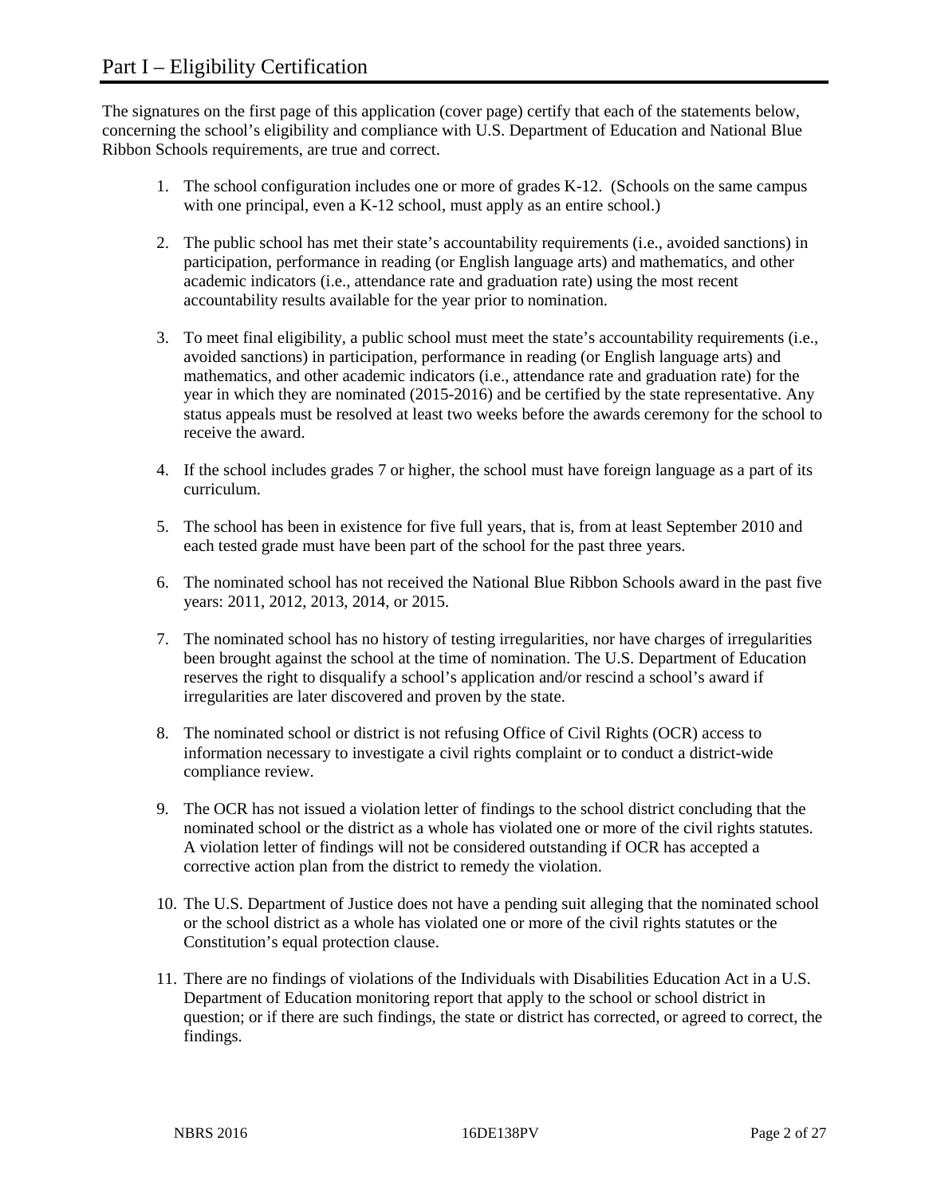# Part I – Eligibility Certification

The signatures on the first page of this application (cover page) certify that each of the statements below, concerning the school's eligibility and compliance with U.S. Department of Education and National Blue Ribbon Schools requirements, are true and correct.

1. The school configuration includes one or more of grades K-12. (Schools on the same campus with one principal, even a K-12 school, must apply as an entire school.)

2. The public school has met their state's accountability requirements (i.e., avoided sanctions) in participation, performance in reading (or English language arts) and mathematics, and other academic indicators (i.e., attendance rate and graduation rate) using the most recent accountability results available for the year prior to nomination.

3. To meet final eligibility, a public school must meet the state's accountability requirements (i.e., avoided sanctions) in participation, performance in reading (or English language arts) and mathematics, and other academic indicators (i.e., attendance rate and graduation rate) for the year in which they are nominated (2015-2016) and be certified by the state representative. Any status appeals must be resolved at least two weeks before the awards ceremony for the school to receive the award.

4. If the school includes grades 7 or higher, the school must have foreign language as a part of its curriculum.

5. The school has been in existence for five full years, that is, from at least September 2010 and each tested grade must have been part of the school for the past three years.

6. The nominated school has not received the National Blue Ribbon Schools award in the past five years: 2011, 2012, 2013, 2014, or 2015.

7. The nominated school has no history of testing irregularities, nor have charges of irregularities been brought against the school at the time of nomination. The U.S. Department of Education reserves the right to disqualify a school's application and/or rescind a school's award if irregularities are later discovered and proven by the state.

8. The nominated school or district is not refusing Office of Civil Rights (OCR) access to information necessary to investigate a civil rights complaint or to conduct a district-wide compliance review.

9. The OCR has not issued a violation letter of findings to the school district concluding that the nominated school or the district as a whole has violated one or more of the civil rights statutes. A violation letter of findings will not be considered outstanding if OCR has accepted a corrective action plan from the district to remedy the violation.

10. The U.S. Department of Justice does not have a pending suit alleging that the nominated school or the school district as a whole has violated one or more of the civil rights statutes or the Constitution's equal protection clause.

11. There are no findings of violations of the Individuals with Disabilities Education Act in a U.S. Department of Education monitoring report that apply to the school or school district in question; or if there are such findings, the state or district has corrected, or agreed to correct, the findings.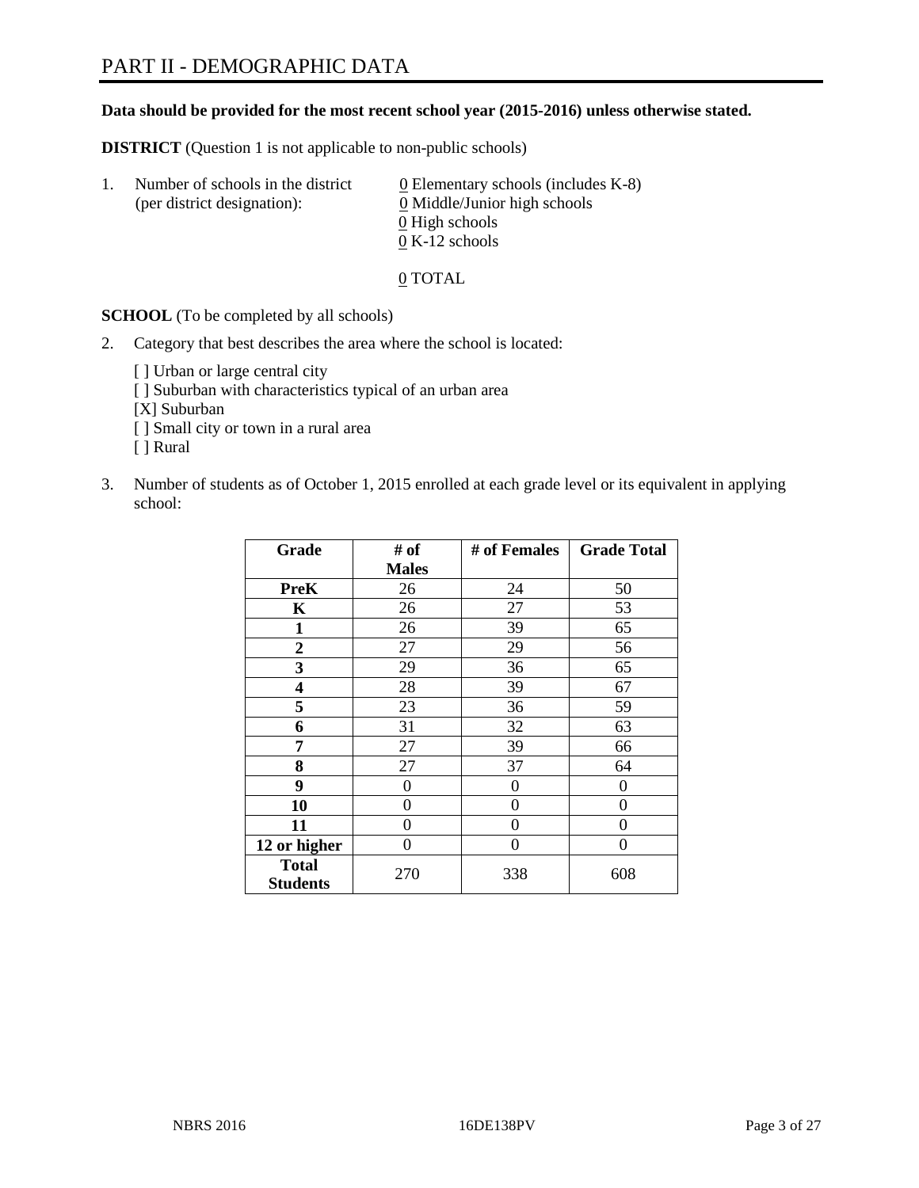# PART II - DEMOGRAPHIC DATA

**Data should be provided for the most recent school year (2015-2016) unless otherwise stated.**

**DISTRICT** (Question 1 is not applicable to non-public schools)

1. Number of schools in the district (per district designation):
   - 0 Elementary schools (includes K-8)
   - 0 Middle/Junior high schools
   - 0 High schools
   - 0 K-12 schools

   0 TOTAL

**SCHOOL** (To be completed by all schools)

2. Category that best describes the area where the school is located:

   [ ] Urban or large central city
   [ ] Suburban with characteristics typical of an urban area
   [X] Suburban
   [ ] Small city or town in a rural area
   [ ] Rural

3. Number of students as of October 1, 2015 enrolled at each grade level or its equivalent in applying school:

| Grade | # of Males | # of Females | Grade Total |
|---|---|---|---|
| **PreK** | 26 | 24 | 50 |
| **K** | 26 | 27 | 53 |
| **1** | 26 | 39 | 65 |
| **2** | 27 | 29 | 56 |
| **3** | 29 | 36 | 65 |
| **4** | 28 | 39 | 67 |
| **5** | 23 | 36 | 59 |
| **6** | 31 | 32 | 63 |
| **7** | 27 | 39 | 66 |
| **8** | 27 | 37 | 64 |
| **9** | 0 | 0 | 0 |
| **10** | 0 | 0 | 0 |
| **11** | 0 | 0 | 0 |
| **12 or higher** | 0 | 0 | 0 |
| **Total Students** | 270 | 338 | 608 |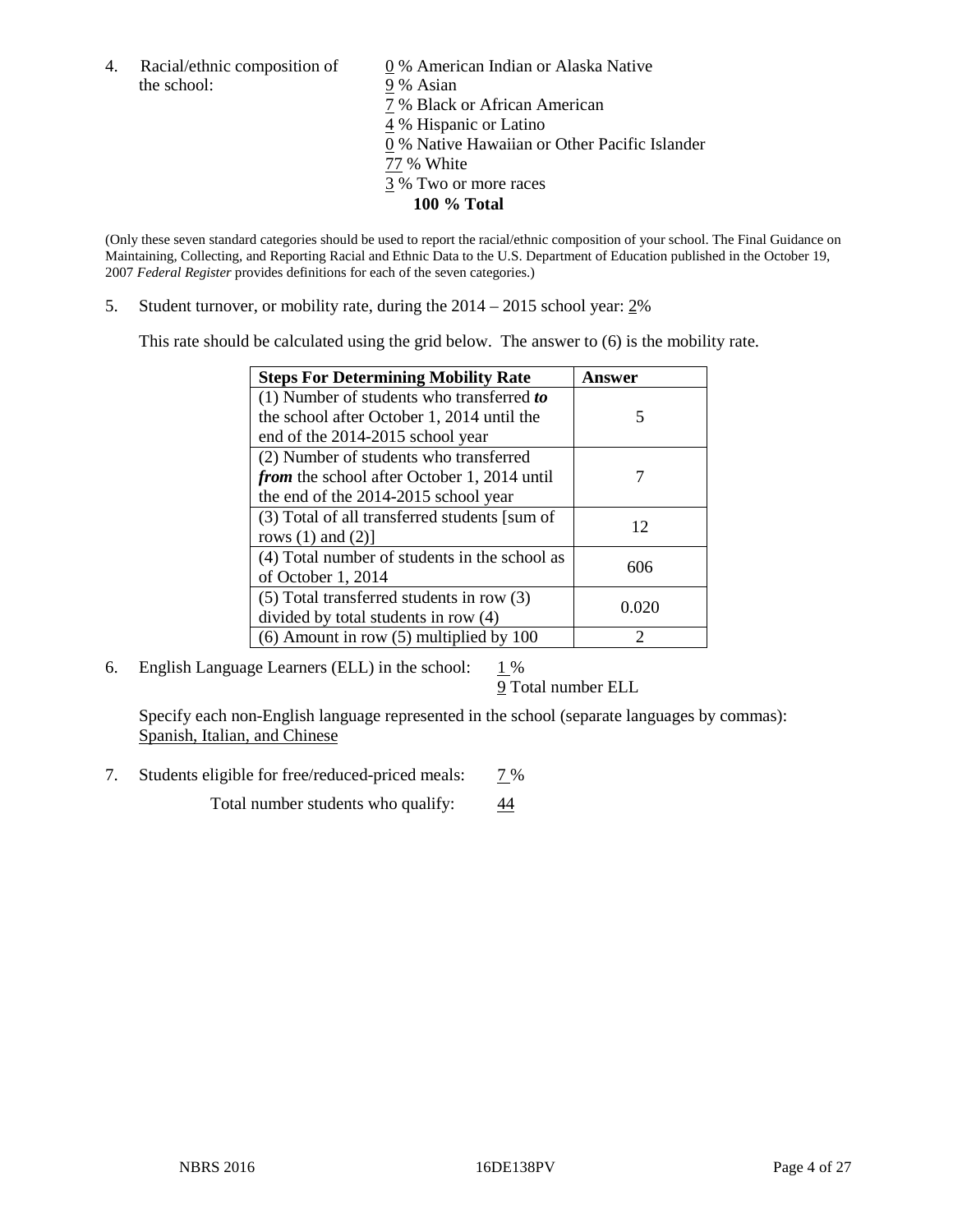4. Racial/ethnic composition of the school:

0 % American Indian or Alaska Native
9 % Asian
7 % Black or African American
4 % Hispanic or Latino
0 % Native Hawaiian or Other Pacific Islander
77 % White
3 % Two or more races
**100 % Total**

(Only these seven standard categories should be used to report the racial/ethnic composition of your school. The Final Guidance on Maintaining, Collecting, and Reporting Racial and Ethnic Data to the U.S. Department of Education published in the October 19, 2007 *Federal Register* provides definitions for each of the seven categories.)

5. Student turnover, or mobility rate, during the 2014 – 2015 school year: 2%

This rate should be calculated using the grid below. The answer to (6) is the mobility rate.

| **Steps For Determining Mobility Rate** | **Answer** |
|---|---|
| (1) Number of students who transferred ***to*** the school after October 1, 2014 until the end of the 2014-2015 school year | 5 |
| (2) Number of students who transferred ***from*** the school after October 1, 2014 until the end of the 2014-2015 school year | 7 |
| (3) Total of all transferred students [sum of rows (1) and (2)] | 12 |
| (4) Total number of students in the school as of October 1, 2014 | 606 |
| (5) Total transferred students in row (3) divided by total students in row (4) | 0.020 |
| (6) Amount in row (5) multiplied by 100 | 2 |

6. English Language Learners (ELL) in the school: 1 %
9 Total number ELL

Specify each non-English language represented in the school (separate languages by commas):
Spanish, Italian, and Chinese

7. Students eligible for free/reduced-priced meals: 7 %

Total number students who qualify: 44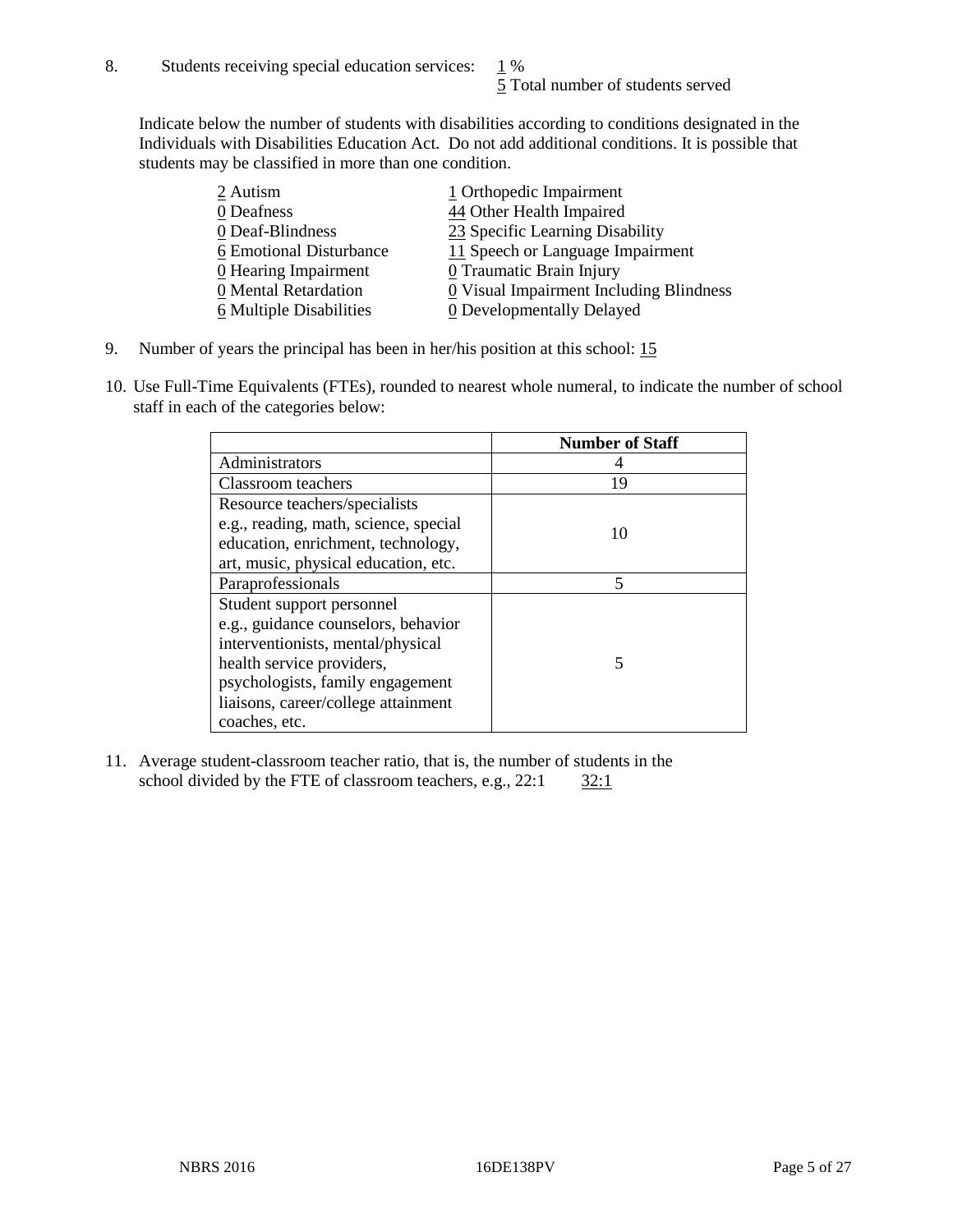8. Students receiving special education services: 1 %
5 Total number of students served

Indicate below the number of students with disabilities according to conditions designated in the Individuals with Disabilities Education Act. Do not add additional conditions. It is possible that students may be classified in more than one condition.

| | |
|---|---|
| 2 Autism | 1 Orthopedic Impairment |
| 0 Deafness | 44 Other Health Impaired |
| 0 Deaf-Blindness | 23 Specific Learning Disability |
| 6 Emotional Disturbance | 11 Speech or Language Impairment |
| 0 Hearing Impairment | 0 Traumatic Brain Injury |
| 0 Mental Retardation | 0 Visual Impairment Including Blindness |
| 6 Multiple Disabilities | 0 Developmentally Delayed |

9. Number of years the principal has been in her/his position at this school: 15

10. Use Full-Time Equivalents (FTEs), rounded to nearest whole numeral, to indicate the number of school staff in each of the categories below:

| | Number of Staff |
|---|---|
| Administrators | 4 |
| Classroom teachers | 19 |
| Resource teachers/specialists e.g., reading, math, science, special education, enrichment, technology, art, music, physical education, etc. | 10 |
| Paraprofessionals | 5 |
| Student support personnel e.g., guidance counselors, behavior interventionists, mental/physical health service providers, psychologists, family engagement liaisons, career/college attainment coaches, etc. | 5 |

11. Average student-classroom teacher ratio, that is, the number of students in the school divided by the FTE of classroom teachers, e.g., 22:1 32:1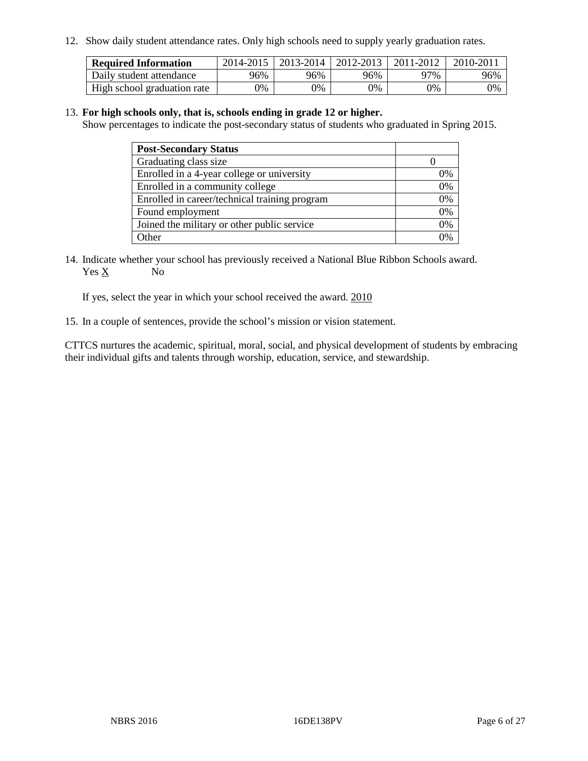12. Show daily student attendance rates. Only high schools need to supply yearly graduation rates.

| **Required Information** | 2014-2015 | 2013-2014 | 2012-2013 | 2011-2012 | 2010-2011 |
|---|---|---|---|---|---|
| Daily student attendance | 96% | 96% | 96% | 97% | 96% |
| High school graduation rate | 0% | 0% | 0% | 0% | 0% |

13. **For high schools only, that is, schools ending in grade 12 or higher.**
Show percentages to indicate the post-secondary status of students who graduated in Spring 2015.

| **Post-Secondary Status** | |
|---|---|
| Graduating class size | 0 |
| Enrolled in a 4-year college or university | 0% |
| Enrolled in a community college | 0% |
| Enrolled in career/technical training program | 0% |
| Found employment | 0% |
| Joined the military or other public service | 0% |
| Other | 0% |

14. Indicate whether your school has previously received a National Blue Ribbon Schools award.
Yes X No

If yes, select the year in which your school received the award. 2010

15. In a couple of sentences, provide the school's mission or vision statement.

CTTCS nurtures the academic, spiritual, moral, social, and physical development of students by embracing their individual gifts and talents through worship, education, service, and stewardship.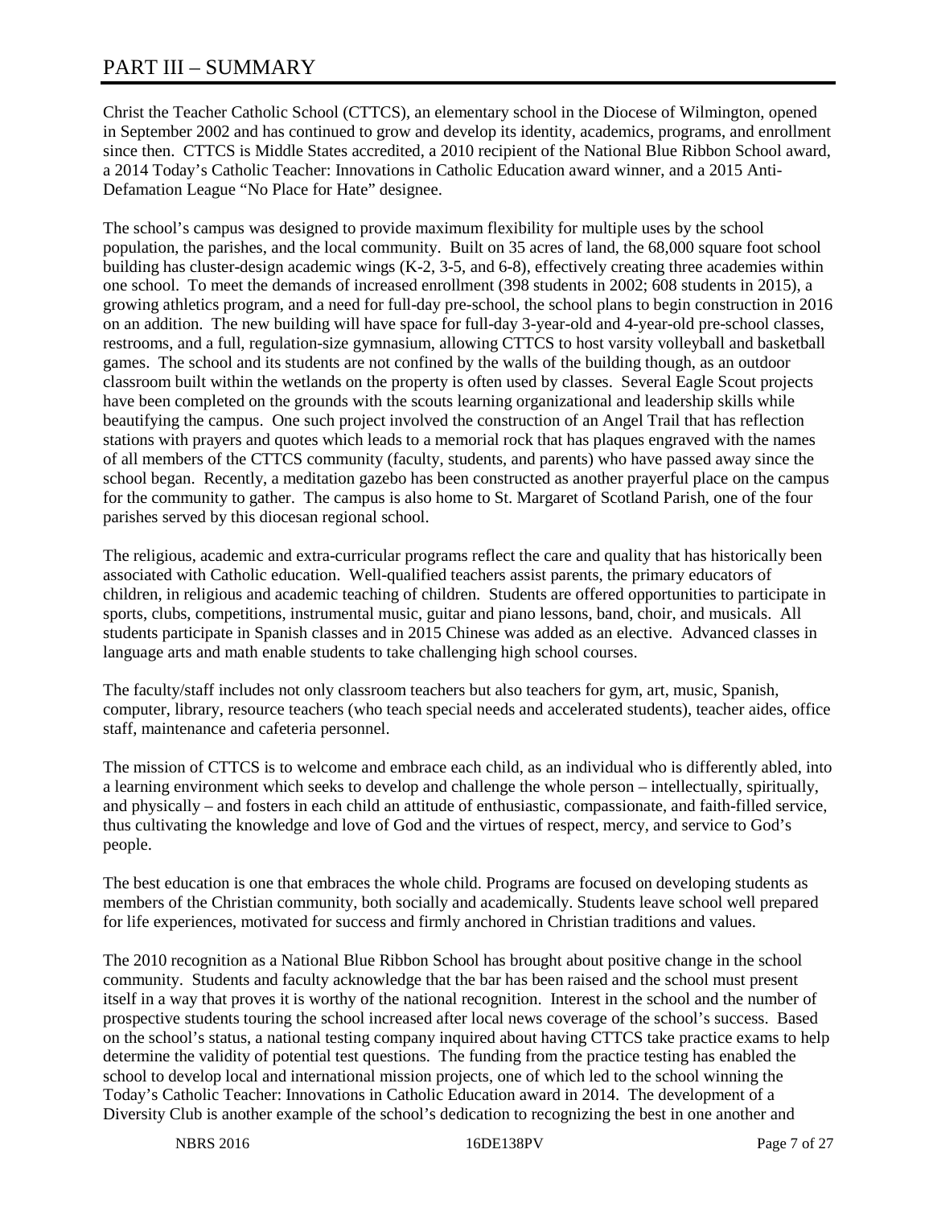# PART III – SUMMARY

Christ the Teacher Catholic School (CTTCS), an elementary school in the Diocese of Wilmington, opened in September 2002 and has continued to grow and develop its identity, academics, programs, and enrollment since then. CTTCS is Middle States accredited, a 2010 recipient of the National Blue Ribbon School award, a 2014 Today's Catholic Teacher: Innovations in Catholic Education award winner, and a 2015 Anti-Defamation League "No Place for Hate" designee.

The school's campus was designed to provide maximum flexibility for multiple uses by the school population, the parishes, and the local community. Built on 35 acres of land, the 68,000 square foot school building has cluster-design academic wings (K-2, 3-5, and 6-8), effectively creating three academies within one school. To meet the demands of increased enrollment (398 students in 2002; 608 students in 2015), a growing athletics program, and a need for full-day pre-school, the school plans to begin construction in 2016 on an addition. The new building will have space for full-day 3-year-old and 4-year-old pre-school classes, restrooms, and a full, regulation-size gymnasium, allowing CTTCS to host varsity volleyball and basketball games. The school and its students are not confined by the walls of the building though, as an outdoor classroom built within the wetlands on the property is often used by classes. Several Eagle Scout projects have been completed on the grounds with the scouts learning organizational and leadership skills while beautifying the campus. One such project involved the construction of an Angel Trail that has reflection stations with prayers and quotes which leads to a memorial rock that has plaques engraved with the names of all members of the CTTCS community (faculty, students, and parents) who have passed away since the school began. Recently, a meditation gazebo has been constructed as another prayerful place on the campus for the community to gather. The campus is also home to St. Margaret of Scotland Parish, one of the four parishes served by this diocesan regional school.

The religious, academic and extra-curricular programs reflect the care and quality that has historically been associated with Catholic education. Well-qualified teachers assist parents, the primary educators of children, in religious and academic teaching of children. Students are offered opportunities to participate in sports, clubs, competitions, instrumental music, guitar and piano lessons, band, choir, and musicals. All students participate in Spanish classes and in 2015 Chinese was added as an elective. Advanced classes in language arts and math enable students to take challenging high school courses.

The faculty/staff includes not only classroom teachers but also teachers for gym, art, music, Spanish, computer, library, resource teachers (who teach special needs and accelerated students), teacher aides, office staff, maintenance and cafeteria personnel.

The mission of CTTCS is to welcome and embrace each child, as an individual who is differently abled, into a learning environment which seeks to develop and challenge the whole person – intellectually, spiritually, and physically – and fosters in each child an attitude of enthusiastic, compassionate, and faith-filled service, thus cultivating the knowledge and love of God and the virtues of respect, mercy, and service to God's people.

The best education is one that embraces the whole child. Programs are focused on developing students as members of the Christian community, both socially and academically. Students leave school well prepared for life experiences, motivated for success and firmly anchored in Christian traditions and values.

The 2010 recognition as a National Blue Ribbon School has brought about positive change in the school community. Students and faculty acknowledge that the bar has been raised and the school must present itself in a way that proves it is worthy of the national recognition. Interest in the school and the number of prospective students touring the school increased after local news coverage of the school's success. Based on the school's status, a national testing company inquired about having CTTCS take practice exams to help determine the validity of potential test questions. The funding from the practice testing has enabled the school to develop local and international mission projects, one of which led to the school winning the Today's Catholic Teacher: Innovations in Catholic Education award in 2014. The development of a Diversity Club is another example of the school's dedication to recognizing the best in one another and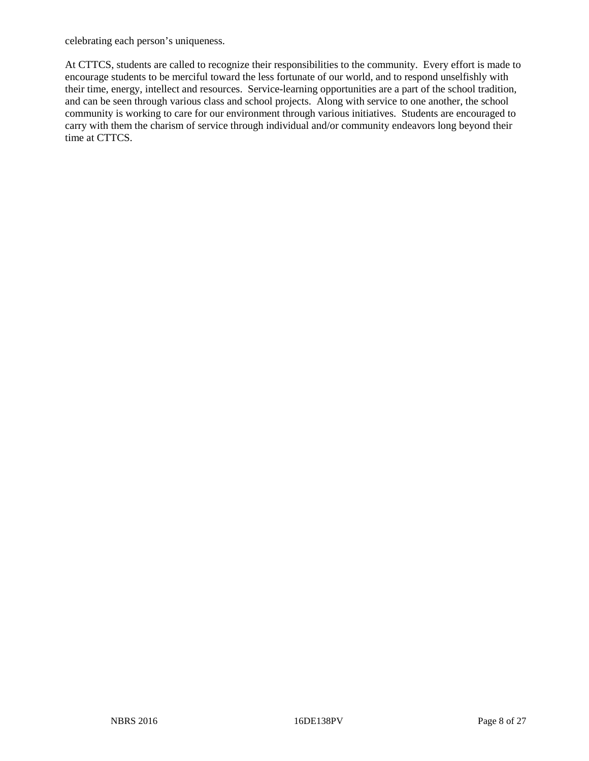celebrating each person’s uniqueness.

At CTTCS, students are called to recognize their responsibilities to the community. Every effort is made to encourage students to be merciful toward the less fortunate of our world, and to respond unselfishly with their time, energy, intellect and resources. Service-learning opportunities are a part of the school tradition, and can be seen through various class and school projects. Along with service to one another, the school community is working to care for our environment through various initiatives. Students are encouraged to carry with them the charism of service through individual and/or community endeavors long beyond their time at CTTCS.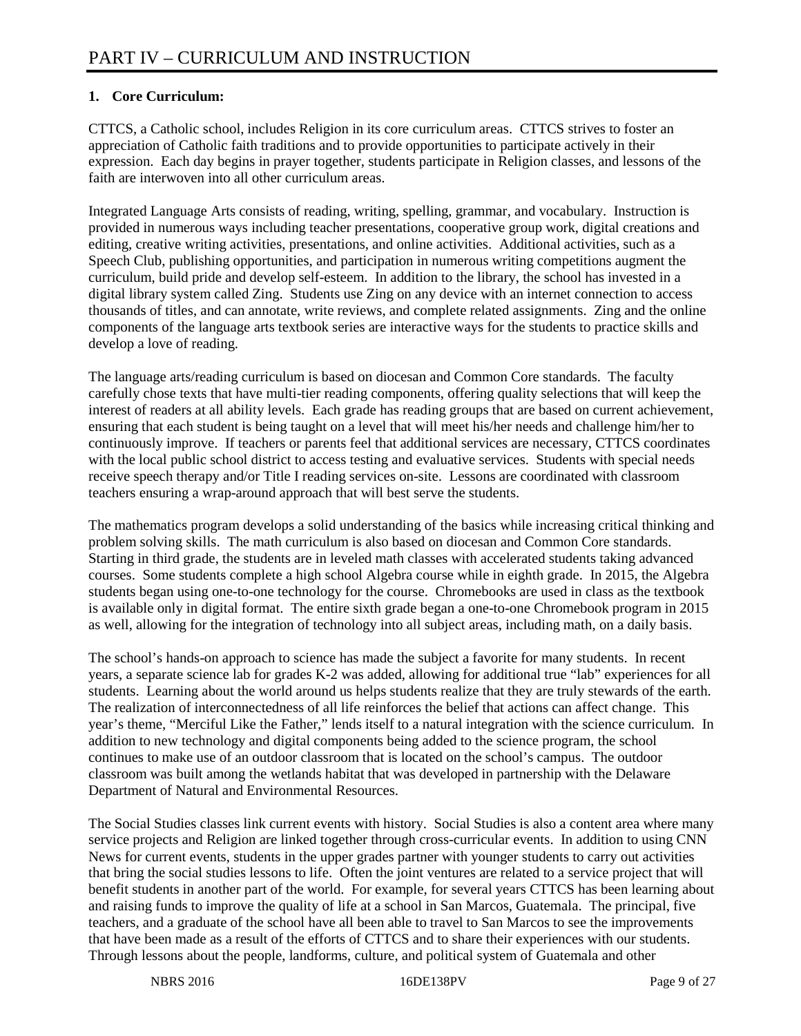# PART IV – CURRICULUM AND INSTRUCTION

**1. Core Curriculum:**

CTTCS, a Catholic school, includes Religion in its core curriculum areas. CTTCS strives to foster an appreciation of Catholic faith traditions and to provide opportunities to participate actively in their expression. Each day begins in prayer together, students participate in Religion classes, and lessons of the faith are interwoven into all other curriculum areas.

Integrated Language Arts consists of reading, writing, spelling, grammar, and vocabulary. Instruction is provided in numerous ways including teacher presentations, cooperative group work, digital creations and editing, creative writing activities, presentations, and online activities. Additional activities, such as a Speech Club, publishing opportunities, and participation in numerous writing competitions augment the curriculum, build pride and develop self-esteem. In addition to the library, the school has invested in a digital library system called Zing. Students use Zing on any device with an internet connection to access thousands of titles, and can annotate, write reviews, and complete related assignments. Zing and the online components of the language arts textbook series are interactive ways for the students to practice skills and develop a love of reading.

The language arts/reading curriculum is based on diocesan and Common Core standards. The faculty carefully chose texts that have multi-tier reading components, offering quality selections that will keep the interest of readers at all ability levels. Each grade has reading groups that are based on current achievement, ensuring that each student is being taught on a level that will meet his/her needs and challenge him/her to continuously improve. If teachers or parents feel that additional services are necessary, CTTCS coordinates with the local public school district to access testing and evaluative services. Students with special needs receive speech therapy and/or Title I reading services on-site. Lessons are coordinated with classroom teachers ensuring a wrap-around approach that will best serve the students.

The mathematics program develops a solid understanding of the basics while increasing critical thinking and problem solving skills. The math curriculum is also based on diocesan and Common Core standards. Starting in third grade, the students are in leveled math classes with accelerated students taking advanced courses. Some students complete a high school Algebra course while in eighth grade. In 2015, the Algebra students began using one-to-one technology for the course. Chromebooks are used in class as the textbook is available only in digital format. The entire sixth grade began a one-to-one Chromebook program in 2015 as well, allowing for the integration of technology into all subject areas, including math, on a daily basis.

The school's hands-on approach to science has made the subject a favorite for many students. In recent years, a separate science lab for grades K-2 was added, allowing for additional true "lab" experiences for all students. Learning about the world around us helps students realize that they are truly stewards of the earth. The realization of interconnectedness of all life reinforces the belief that actions can affect change. This year's theme, "Merciful Like the Father," lends itself to a natural integration with the science curriculum. In addition to new technology and digital components being added to the science program, the school continues to make use of an outdoor classroom that is located on the school's campus. The outdoor classroom was built among the wetlands habitat that was developed in partnership with the Delaware Department of Natural and Environmental Resources.

The Social Studies classes link current events with history. Social Studies is also a content area where many service projects and Religion are linked together through cross-curricular events. In addition to using CNN News for current events, students in the upper grades partner with younger students to carry out activities that bring the social studies lessons to life. Often the joint ventures are related to a service project that will benefit students in another part of the world. For example, for several years CTTCS has been learning about and raising funds to improve the quality of life at a school in San Marcos, Guatemala. The principal, five teachers, and a graduate of the school have all been able to travel to San Marcos to see the improvements that have been made as a result of the efforts of CTTCS and to share their experiences with our students. Through lessons about the people, landforms, culture, and political system of Guatemala and other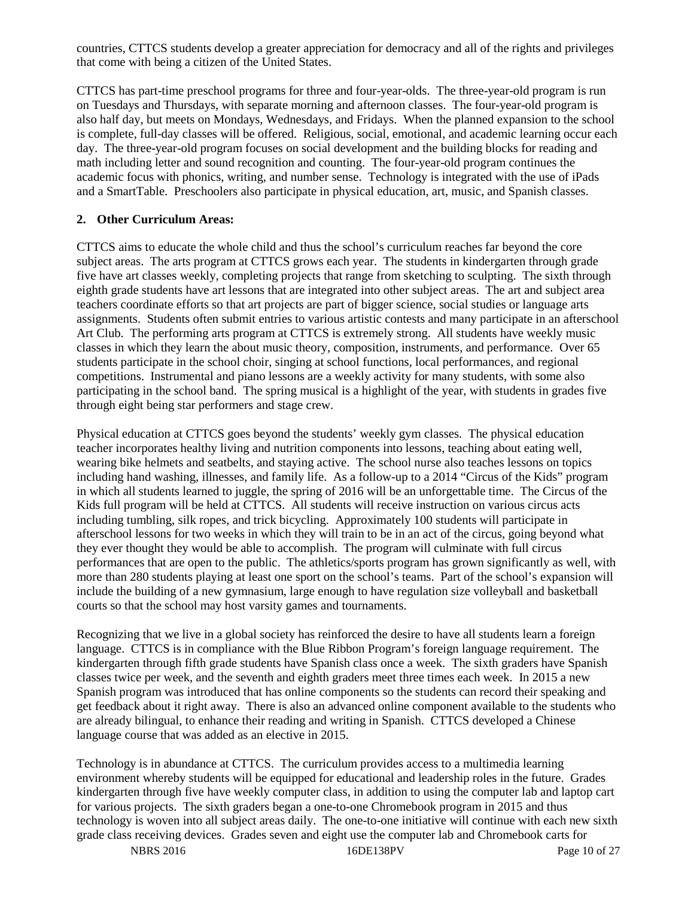countries, CTTCS students develop a greater appreciation for democracy and all of the rights and privileges that come with being a citizen of the United States.

CTTCS has part-time preschool programs for three and four-year-olds. The three-year-old program is run on Tuesdays and Thursdays, with separate morning and afternoon classes. The four-year-old program is also half day, but meets on Mondays, Wednesdays, and Fridays. When the planned expansion to the school is complete, full-day classes will be offered. Religious, social, emotional, and academic learning occur each day. The three-year-old program focuses on social development and the building blocks for reading and math including letter and sound recognition and counting. The four-year-old program continues the academic focus with phonics, writing, and number sense. Technology is integrated with the use of iPads and a SmartTable. Preschoolers also participate in physical education, art, music, and Spanish classes.

## 2. Other Curriculum Areas:

CTTCS aims to educate the whole child and thus the school's curriculum reaches far beyond the core subject areas. The arts program at CTTCS grows each year. The students in kindergarten through grade five have art classes weekly, completing projects that range from sketching to sculpting. The sixth through eighth grade students have art lessons that are integrated into other subject areas. The art and subject area teachers coordinate efforts so that art projects are part of bigger science, social studies or language arts assignments. Students often submit entries to various artistic contests and many participate in an afterschool Art Club. The performing arts program at CTTCS is extremely strong. All students have weekly music classes in which they learn the about music theory, composition, instruments, and performance. Over 65 students participate in the school choir, singing at school functions, local performances, and regional competitions. Instrumental and piano lessons are a weekly activity for many students, with some also participating in the school band. The spring musical is a highlight of the year, with students in grades five through eight being star performers and stage crew.

Physical education at CTTCS goes beyond the students' weekly gym classes. The physical education teacher incorporates healthy living and nutrition components into lessons, teaching about eating well, wearing bike helmets and seatbelts, and staying active. The school nurse also teaches lessons on topics including hand washing, illnesses, and family life. As a follow-up to a 2014 "Circus of the Kids" program in which all students learned to juggle, the spring of 2016 will be an unforgettable time. The Circus of the Kids full program will be held at CTTCS. All students will receive instruction on various circus acts including tumbling, silk ropes, and trick bicycling. Approximately 100 students will participate in afterschool lessons for two weeks in which they will train to be in an act of the circus, going beyond what they ever thought they would be able to accomplish. The program will culminate with full circus performances that are open to the public. The athletics/sports program has grown significantly as well, with more than 280 students playing at least one sport on the school's teams. Part of the school's expansion will include the building of a new gymnasium, large enough to have regulation size volleyball and basketball courts so that the school may host varsity games and tournaments.

Recognizing that we live in a global society has reinforced the desire to have all students learn a foreign language. CTTCS is in compliance with the Blue Ribbon Program's foreign language requirement. The kindergarten through fifth grade students have Spanish class once a week. The sixth graders have Spanish classes twice per week, and the seventh and eighth graders meet three times each week. In 2015 a new Spanish program was introduced that has online components so the students can record their speaking and get feedback about it right away. There is also an advanced online component available to the students who are already bilingual, to enhance their reading and writing in Spanish. CTTCS developed a Chinese language course that was added as an elective in 2015.

Technology is in abundance at CTTCS. The curriculum provides access to a multimedia learning environment whereby students will be equipped for educational and leadership roles in the future. Grades kindergarten through five have weekly computer class, in addition to using the computer lab and laptop cart for various projects. The sixth graders began a one-to-one Chromebook program in 2015 and thus technology is woven into all subject areas daily. The one-to-one initiative will continue with each new sixth grade class receiving devices. Grades seven and eight use the computer lab and Chromebook carts for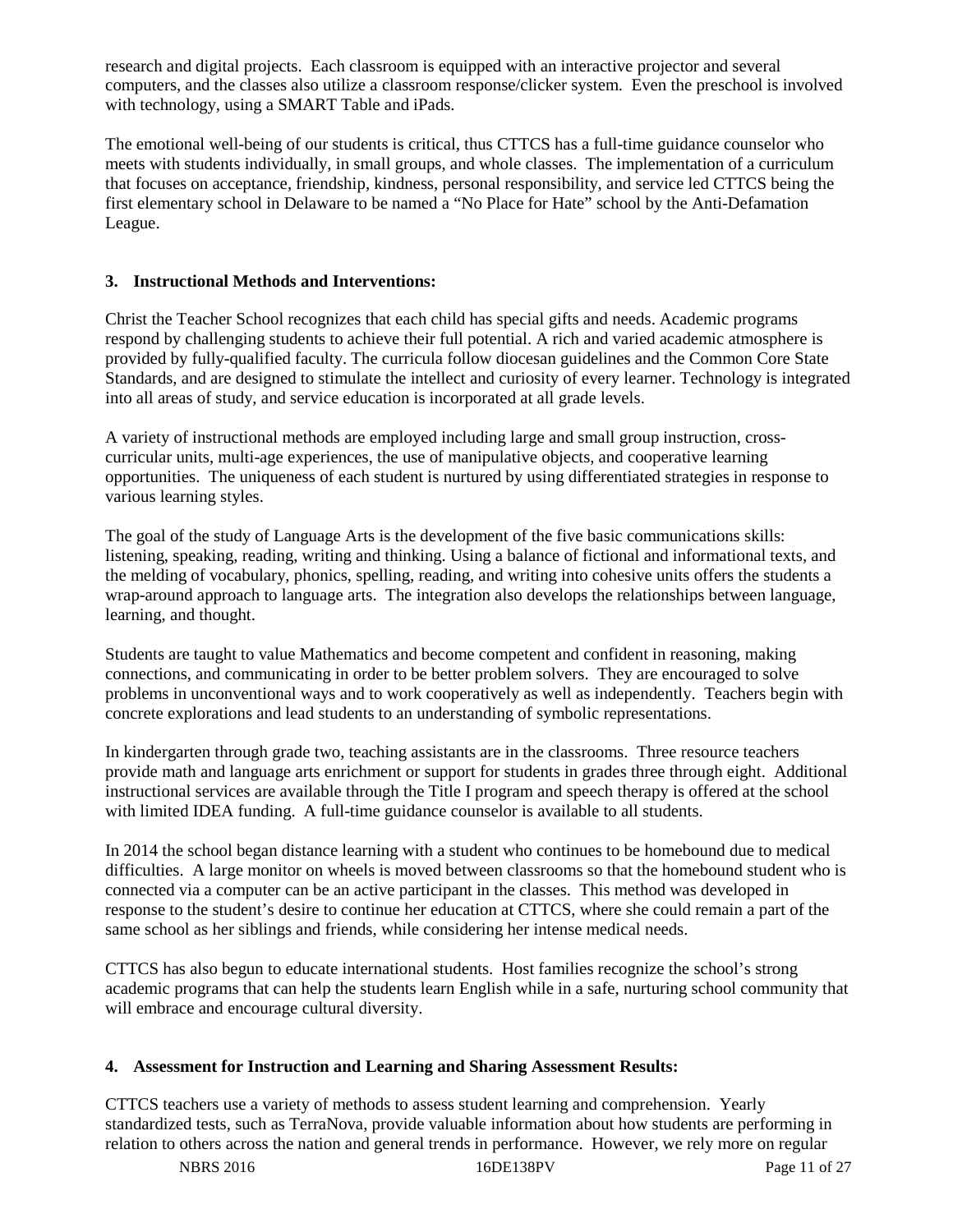research and digital projects. Each classroom is equipped with an interactive projector and several computers, and the classes also utilize a classroom response/clicker system. Even the preschool is involved with technology, using a SMART Table and iPads.

The emotional well-being of our students is critical, thus CTTCS has a full-time guidance counselor who meets with students individually, in small groups, and whole classes. The implementation of a curriculum that focuses on acceptance, friendship, kindness, personal responsibility, and service led CTTCS being the first elementary school in Delaware to be named a "No Place for Hate" school by the Anti-Defamation League.

### 3. Instructional Methods and Interventions:

Christ the Teacher School recognizes that each child has special gifts and needs. Academic programs respond by challenging students to achieve their full potential. A rich and varied academic atmosphere is provided by fully-qualified faculty. The curricula follow diocesan guidelines and the Common Core State Standards, and are designed to stimulate the intellect and curiosity of every learner. Technology is integrated into all areas of study, and service education is incorporated at all grade levels.

A variety of instructional methods are employed including large and small group instruction, cross-curricular units, multi-age experiences, the use of manipulative objects, and cooperative learning opportunities. The uniqueness of each student is nurtured by using differentiated strategies in response to various learning styles.

The goal of the study of Language Arts is the development of the five basic communications skills: listening, speaking, reading, writing and thinking. Using a balance of fictional and informational texts, and the melding of vocabulary, phonics, spelling, reading, and writing into cohesive units offers the students a wrap-around approach to language arts. The integration also develops the relationships between language, learning, and thought.

Students are taught to value Mathematics and become competent and confident in reasoning, making connections, and communicating in order to be better problem solvers. They are encouraged to solve problems in unconventional ways and to work cooperatively as well as independently. Teachers begin with concrete explorations and lead students to an understanding of symbolic representations.

In kindergarten through grade two, teaching assistants are in the classrooms. Three resource teachers provide math and language arts enrichment or support for students in grades three through eight. Additional instructional services are available through the Title I program and speech therapy is offered at the school with limited IDEA funding. A full-time guidance counselor is available to all students.

In 2014 the school began distance learning with a student who continues to be homebound due to medical difficulties. A large monitor on wheels is moved between classrooms so that the homebound student who is connected via a computer can be an active participant in the classes. This method was developed in response to the student's desire to continue her education at CTTCS, where she could remain a part of the same school as her siblings and friends, while considering her intense medical needs.

CTTCS has also begun to educate international students. Host families recognize the school's strong academic programs that can help the students learn English while in a safe, nurturing school community that will embrace and encourage cultural diversity.

### 4. Assessment for Instruction and Learning and Sharing Assessment Results:

CTTCS teachers use a variety of methods to assess student learning and comprehension. Yearly standardized tests, such as TerraNova, provide valuable information about how students are performing in relation to others across the nation and general trends in performance. However, we rely more on regular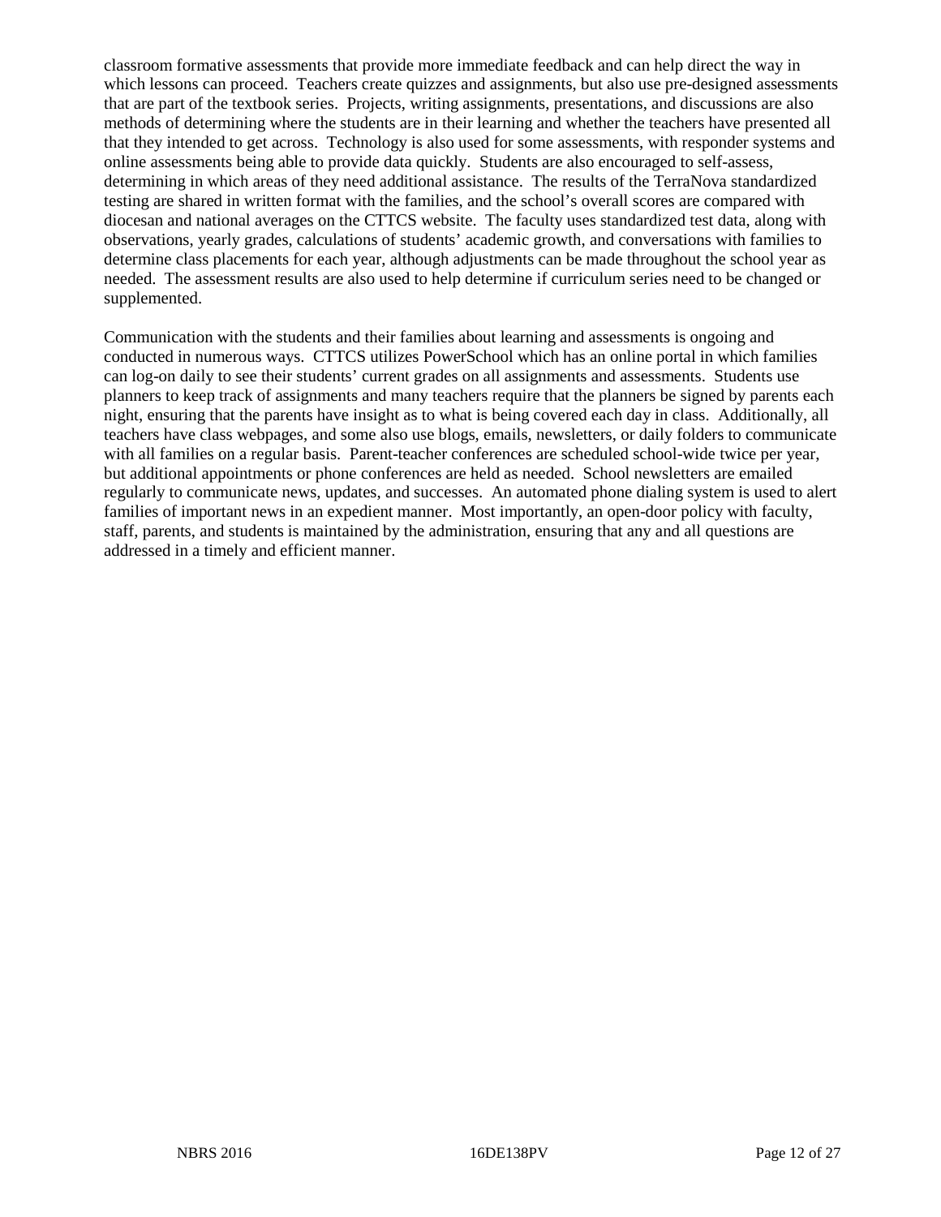classroom formative assessments that provide more immediate feedback and can help direct the way in which lessons can proceed. Teachers create quizzes and assignments, but also use pre-designed assessments that are part of the textbook series. Projects, writing assignments, presentations, and discussions are also methods of determining where the students are in their learning and whether the teachers have presented all that they intended to get across. Technology is also used for some assessments, with responder systems and online assessments being able to provide data quickly. Students are also encouraged to self-assess, determining in which areas of they need additional assistance. The results of the TerraNova standardized testing are shared in written format with the families, and the school's overall scores are compared with diocesan and national averages on the CTTCS website. The faculty uses standardized test data, along with observations, yearly grades, calculations of students' academic growth, and conversations with families to determine class placements for each year, although adjustments can be made throughout the school year as needed. The assessment results are also used to help determine if curriculum series need to be changed or supplemented.

Communication with the students and their families about learning and assessments is ongoing and conducted in numerous ways. CTTCS utilizes PowerSchool which has an online portal in which families can log-on daily to see their students' current grades on all assignments and assessments. Students use planners to keep track of assignments and many teachers require that the planners be signed by parents each night, ensuring that the parents have insight as to what is being covered each day in class. Additionally, all teachers have class webpages, and some also use blogs, emails, newsletters, or daily folders to communicate with all families on a regular basis. Parent-teacher conferences are scheduled school-wide twice per year, but additional appointments or phone conferences are held as needed. School newsletters are emailed regularly to communicate news, updates, and successes. An automated phone dialing system is used to alert families of important news in an expedient manner. Most importantly, an open-door policy with faculty, staff, parents, and students is maintained by the administration, ensuring that any and all questions are addressed in a timely and efficient manner.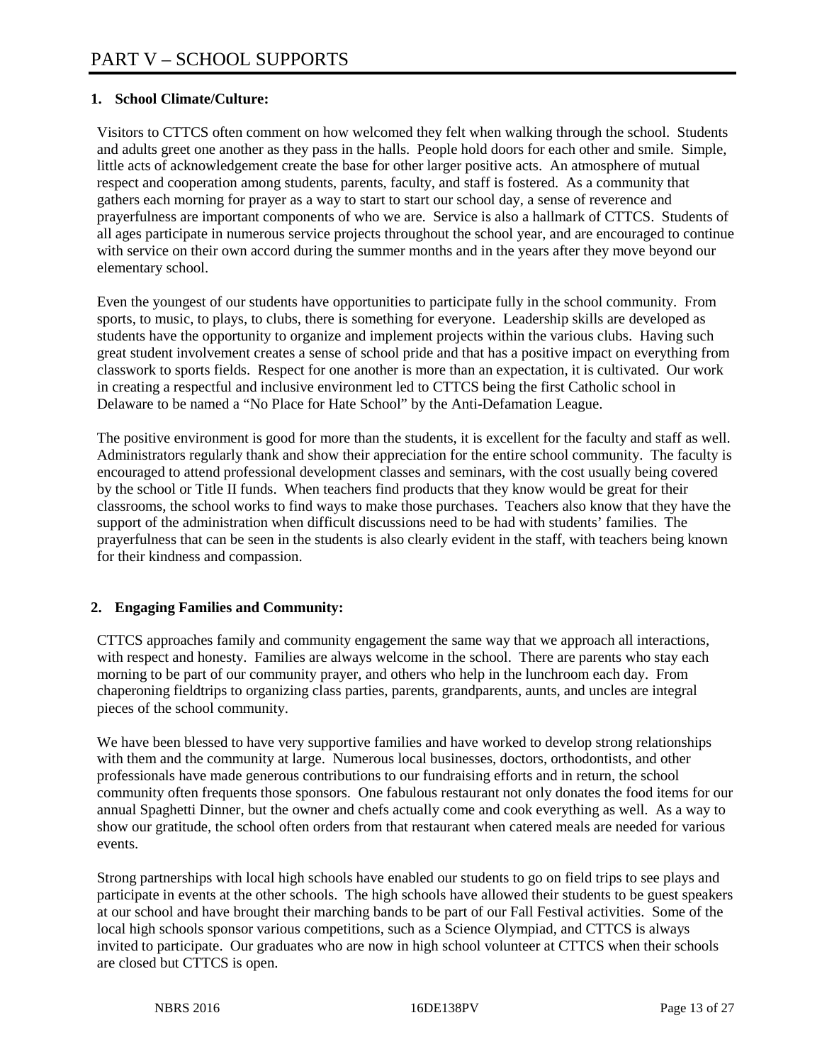# PART V – SCHOOL SUPPORTS

**1. School Climate/Culture:**

Visitors to CTTCS often comment on how welcomed they felt when walking through the school. Students and adults greet one another as they pass in the halls. People hold doors for each other and smile. Simple, little acts of acknowledgement create the base for other larger positive acts. An atmosphere of mutual respect and cooperation among students, parents, faculty, and staff is fostered. As a community that gathers each morning for prayer as a way to start to start our school day, a sense of reverence and prayerfulness are important components of who we are. Service is also a hallmark of CTTCS. Students of all ages participate in numerous service projects throughout the school year, and are encouraged to continue with service on their own accord during the summer months and in the years after they move beyond our elementary school.

Even the youngest of our students have opportunities to participate fully in the school community. From sports, to music, to plays, to clubs, there is something for everyone. Leadership skills are developed as students have the opportunity to organize and implement projects within the various clubs. Having such great student involvement creates a sense of school pride and that has a positive impact on everything from classwork to sports fields. Respect for one another is more than an expectation, it is cultivated. Our work in creating a respectful and inclusive environment led to CTTCS being the first Catholic school in Delaware to be named a "No Place for Hate School" by the Anti-Defamation League.

The positive environment is good for more than the students, it is excellent for the faculty and staff as well. Administrators regularly thank and show their appreciation for the entire school community. The faculty is encouraged to attend professional development classes and seminars, with the cost usually being covered by the school or Title II funds. When teachers find products that they know would be great for their classrooms, the school works to find ways to make those purchases. Teachers also know that they have the support of the administration when difficult discussions need to be had with students' families. The prayerfulness that can be seen in the students is also clearly evident in the staff, with teachers being known for their kindness and compassion.

**2. Engaging Families and Community:**

CTTCS approaches family and community engagement the same way that we approach all interactions, with respect and honesty. Families are always welcome in the school. There are parents who stay each morning to be part of our community prayer, and others who help in the lunchroom each day. From chaperoning fieldtrips to organizing class parties, parents, grandparents, aunts, and uncles are integral pieces of the school community.

We have been blessed to have very supportive families and have worked to develop strong relationships with them and the community at large. Numerous local businesses, doctors, orthodontists, and other professionals have made generous contributions to our fundraising efforts and in return, the school community often frequents those sponsors. One fabulous restaurant not only donates the food items for our annual Spaghetti Dinner, but the owner and chefs actually come and cook everything as well. As a way to show our gratitude, the school often orders from that restaurant when catered meals are needed for various events.

Strong partnerships with local high schools have enabled our students to go on field trips to see plays and participate in events at the other schools. The high schools have allowed their students to be guest speakers at our school and have brought their marching bands to be part of our Fall Festival activities. Some of the local high schools sponsor various competitions, such as a Science Olympiad, and CTTCS is always invited to participate. Our graduates who are now in high school volunteer at CTTCS when their schools are closed but CTTCS is open.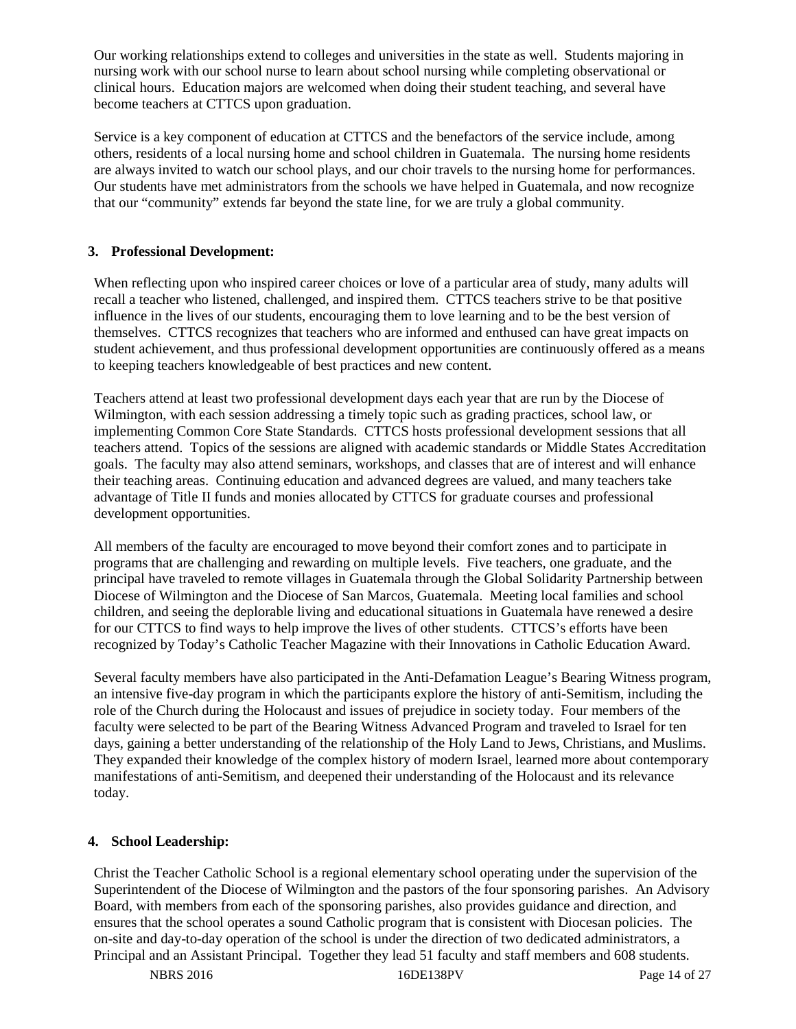Our working relationships extend to colleges and universities in the state as well. Students majoring in nursing work with our school nurse to learn about school nursing while completing observational or clinical hours. Education majors are welcomed when doing their student teaching, and several have become teachers at CTTCS upon graduation.

Service is a key component of education at CTTCS and the benefactors of the service include, among others, residents of a local nursing home and school children in Guatemala. The nursing home residents are always invited to watch our school plays, and our choir travels to the nursing home for performances. Our students have met administrators from the schools we have helped in Guatemala, and now recognize that our "community" extends far beyond the state line, for we are truly a global community.

**3. Professional Development:**

When reflecting upon who inspired career choices or love of a particular area of study, many adults will recall a teacher who listened, challenged, and inspired them. CTTCS teachers strive to be that positive influence in the lives of our students, encouraging them to love learning and to be the best version of themselves. CTTCS recognizes that teachers who are informed and enthused can have great impacts on student achievement, and thus professional development opportunities are continuously offered as a means to keeping teachers knowledgeable of best practices and new content.

Teachers attend at least two professional development days each year that are run by the Diocese of Wilmington, with each session addressing a timely topic such as grading practices, school law, or implementing Common Core State Standards. CTTCS hosts professional development sessions that all teachers attend. Topics of the sessions are aligned with academic standards or Middle States Accreditation goals. The faculty may also attend seminars, workshops, and classes that are of interest and will enhance their teaching areas. Continuing education and advanced degrees are valued, and many teachers take advantage of Title II funds and monies allocated by CTTCS for graduate courses and professional development opportunities.

All members of the faculty are encouraged to move beyond their comfort zones and to participate in programs that are challenging and rewarding on multiple levels. Five teachers, one graduate, and the principal have traveled to remote villages in Guatemala through the Global Solidarity Partnership between Diocese of Wilmington and the Diocese of San Marcos, Guatemala. Meeting local families and school children, and seeing the deplorable living and educational situations in Guatemala have renewed a desire for our CTTCS to find ways to help improve the lives of other students. CTTCS's efforts have been recognized by Today's Catholic Teacher Magazine with their Innovations in Catholic Education Award.

Several faculty members have also participated in the Anti-Defamation League's Bearing Witness program, an intensive five-day program in which the participants explore the history of anti-Semitism, including the role of the Church during the Holocaust and issues of prejudice in society today. Four members of the faculty were selected to be part of the Bearing Witness Advanced Program and traveled to Israel for ten days, gaining a better understanding of the relationship of the Holy Land to Jews, Christians, and Muslims. They expanded their knowledge of the complex history of modern Israel, learned more about contemporary manifestations of anti-Semitism, and deepened their understanding of the Holocaust and its relevance today.

**4. School Leadership:**

Christ the Teacher Catholic School is a regional elementary school operating under the supervision of the Superintendent of the Diocese of Wilmington and the pastors of the four sponsoring parishes. An Advisory Board, with members from each of the sponsoring parishes, also provides guidance and direction, and ensures that the school operates a sound Catholic program that is consistent with Diocesan policies. The on-site and day-to-day operation of the school is under the direction of two dedicated administrators, a Principal and an Assistant Principal. Together they lead 51 faculty and staff members and 608 students.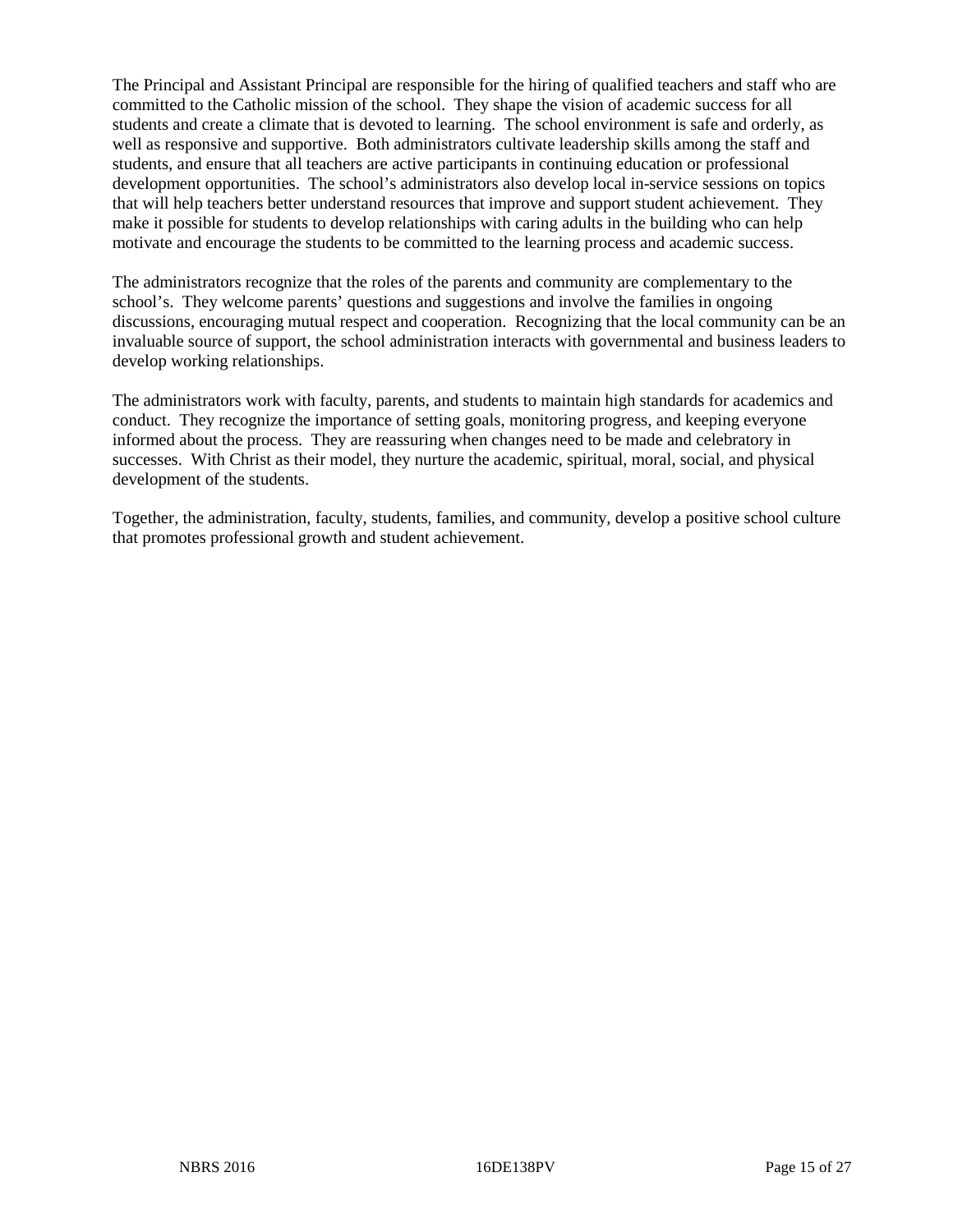The Principal and Assistant Principal are responsible for the hiring of qualified teachers and staff who are committed to the Catholic mission of the school. They shape the vision of academic success for all students and create a climate that is devoted to learning. The school environment is safe and orderly, as well as responsive and supportive. Both administrators cultivate leadership skills among the staff and students, and ensure that all teachers are active participants in continuing education or professional development opportunities. The school's administrators also develop local in-service sessions on topics that will help teachers better understand resources that improve and support student achievement. They make it possible for students to develop relationships with caring adults in the building who can help motivate and encourage the students to be committed to the learning process and academic success.

The administrators recognize that the roles of the parents and community are complementary to the school's. They welcome parents' questions and suggestions and involve the families in ongoing discussions, encouraging mutual respect and cooperation. Recognizing that the local community can be an invaluable source of support, the school administration interacts with governmental and business leaders to develop working relationships.

The administrators work with faculty, parents, and students to maintain high standards for academics and conduct. They recognize the importance of setting goals, monitoring progress, and keeping everyone informed about the process. They are reassuring when changes need to be made and celebratory in successes. With Christ as their model, they nurture the academic, spiritual, moral, social, and physical development of the students.

Together, the administration, faculty, students, families, and community, develop a positive school culture that promotes professional growth and student achievement.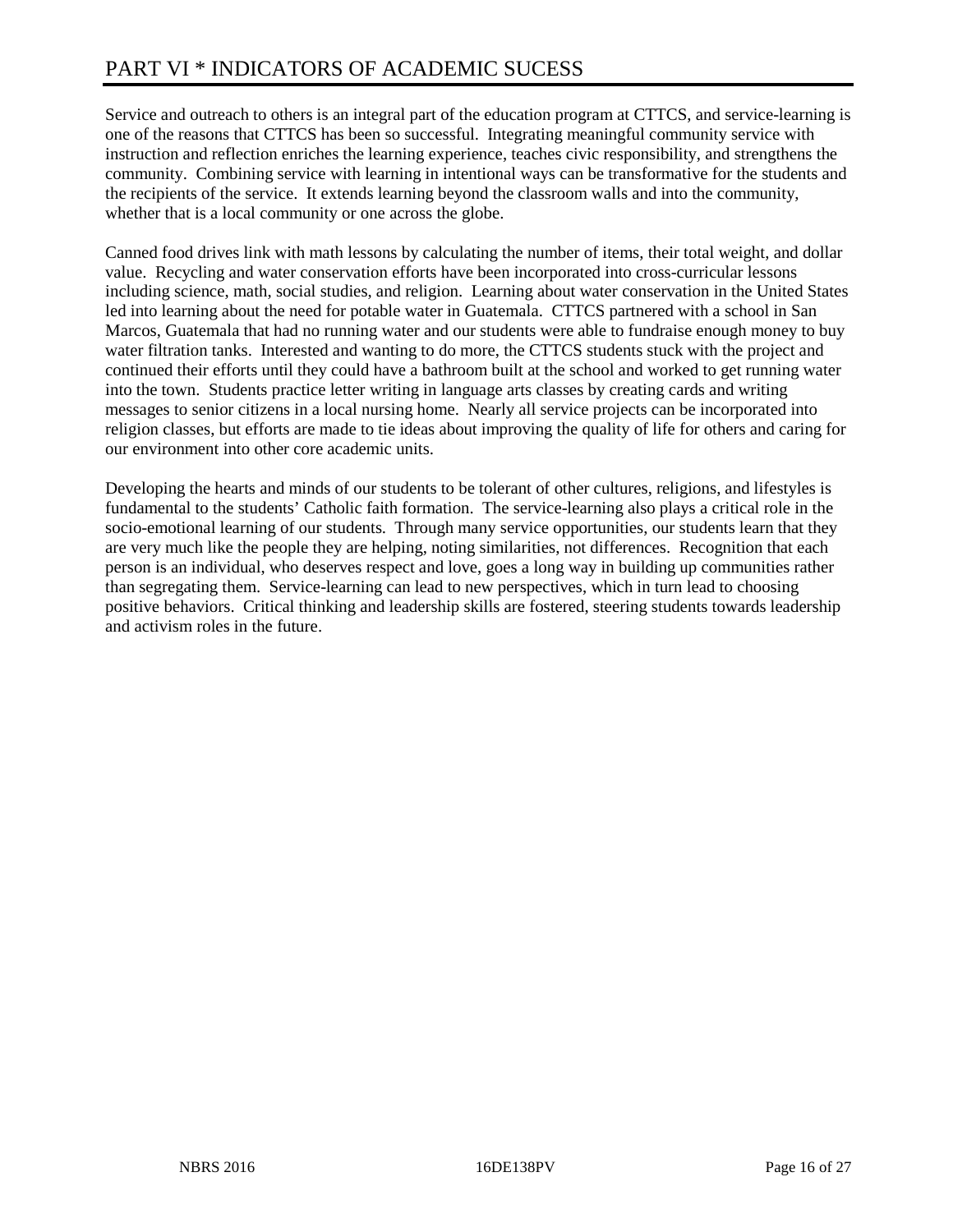# PART VI * INDICATORS OF ACADEMIC SUCESS

Service and outreach to others is an integral part of the education program at CTTCS, and service-learning is one of the reasons that CTTCS has been so successful. Integrating meaningful community service with instruction and reflection enriches the learning experience, teaches civic responsibility, and strengthens the community. Combining service with learning in intentional ways can be transformative for the students and the recipients of the service. It extends learning beyond the classroom walls and into the community, whether that is a local community or one across the globe.

Canned food drives link with math lessons by calculating the number of items, their total weight, and dollar value. Recycling and water conservation efforts have been incorporated into cross-curricular lessons including science, math, social studies, and religion. Learning about water conservation in the United States led into learning about the need for potable water in Guatemala. CTTCS partnered with a school in San Marcos, Guatemala that had no running water and our students were able to fundraise enough money to buy water filtration tanks. Interested and wanting to do more, the CTTCS students stuck with the project and continued their efforts until they could have a bathroom built at the school and worked to get running water into the town. Students practice letter writing in language arts classes by creating cards and writing messages to senior citizens in a local nursing home. Nearly all service projects can be incorporated into religion classes, but efforts are made to tie ideas about improving the quality of life for others and caring for our environment into other core academic units.

Developing the hearts and minds of our students to be tolerant of other cultures, religions, and lifestyles is fundamental to the students' Catholic faith formation. The service-learning also plays a critical role in the socio-emotional learning of our students. Through many service opportunities, our students learn that they are very much like the people they are helping, noting similarities, not differences. Recognition that each person is an individual, who deserves respect and love, goes a long way in building up communities rather than segregating them. Service-learning can lead to new perspectives, which in turn lead to choosing positive behaviors. Critical thinking and leadership skills are fostered, steering students towards leadership and activism roles in the future.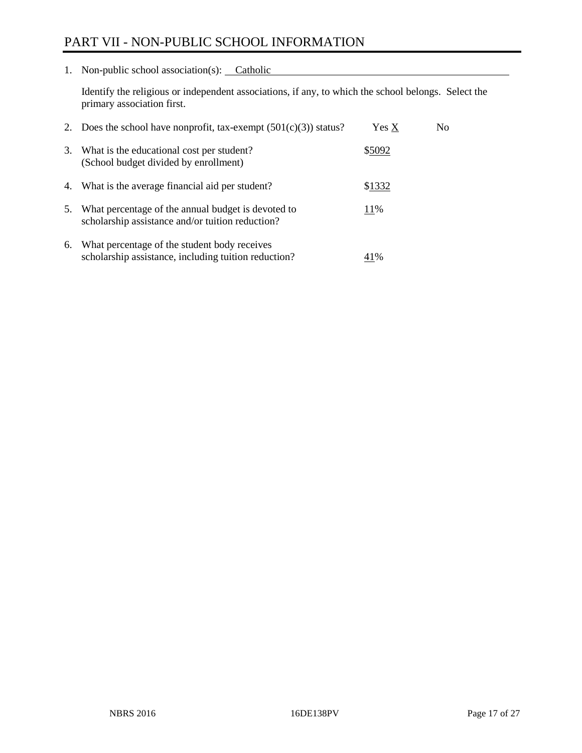# PART VII - NON-PUBLIC SCHOOL INFORMATION

1. Non-public school association(s): Catholic

   Identify the religious or independent associations, if any, to which the school belongs. Select the primary association first.

2. Does the school have nonprofit, tax-exempt (501(c)(3)) status? Yes X No

3. What is the educational cost per student? (School budget divided by enrollment) $5092

4. What is the average financial aid per student? $1332

5. What percentage of the annual budget is devoted to scholarship assistance and/or tuition reduction? 11%

6. What percentage of the student body receives scholarship assistance, including tuition reduction? 41%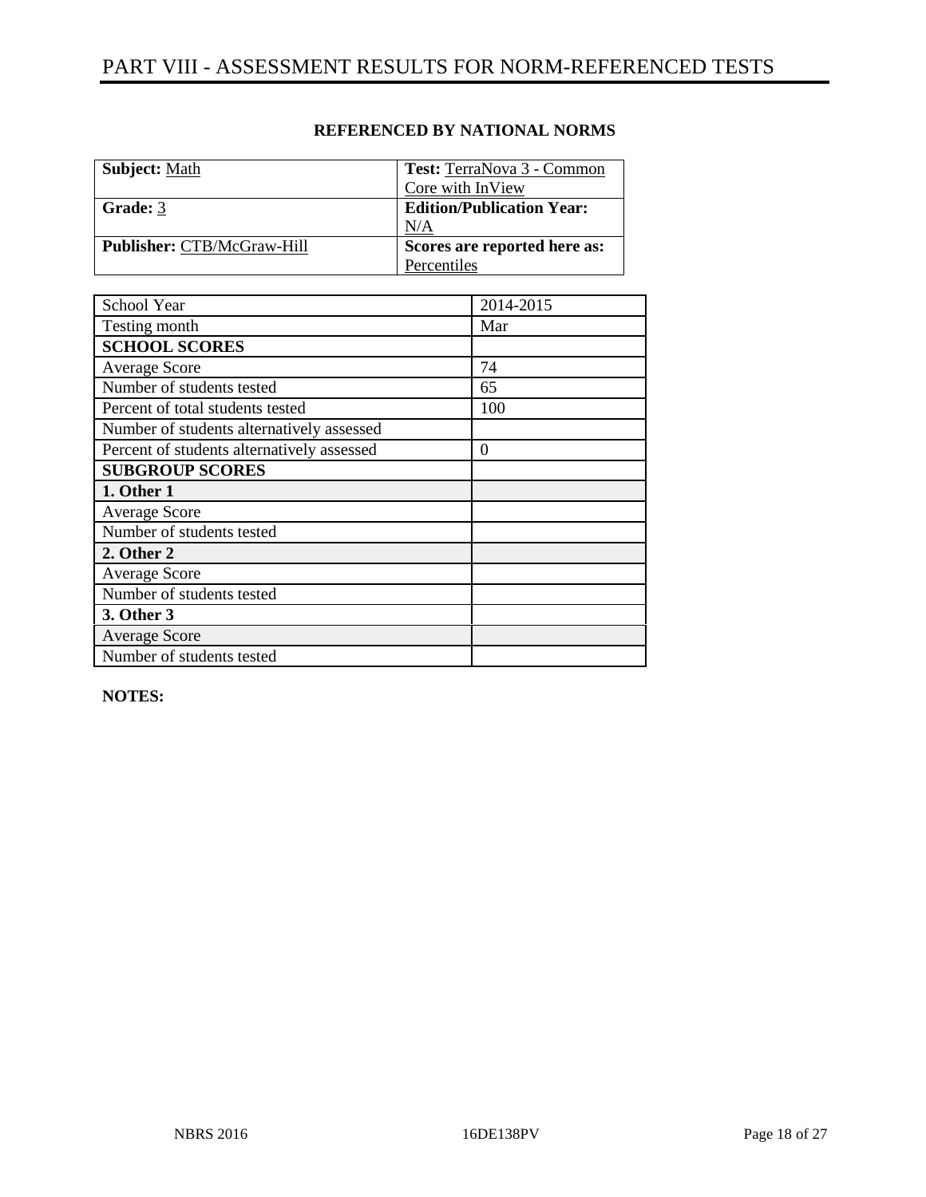# PART VIII - ASSESSMENT RESULTS FOR NORM-REFERENCED TESTS

**REFERENCED BY NATIONAL NORMS**

| **Subject:** Math | **Test:** TerraNova 3 - Common Core with InView |
|---|---|
| **Grade:** 3 | **Edition/Publication Year:** N/A |
| **Publisher:** CTB/McGraw-Hill | **Scores are reported here as:** Percentiles |

| School Year | 2014-2015 |
|---|---|
| Testing month | Mar |
| **SCHOOL SCORES** | |
| Average Score | 74 |
| Number of students tested | 65 |
| Percent of total students tested | 100 |
| Number of students alternatively assessed | |
| Percent of students alternatively assessed | 0 |
| **SUBGROUP SCORES** | |
| **1. Other 1** | |
| Average Score | |
| Number of students tested | |
| **2. Other 2** | |
| Average Score | |
| Number of students tested | |
| **3. Other 3** | |
| Average Score | |
| Number of students tested | |

**NOTES:**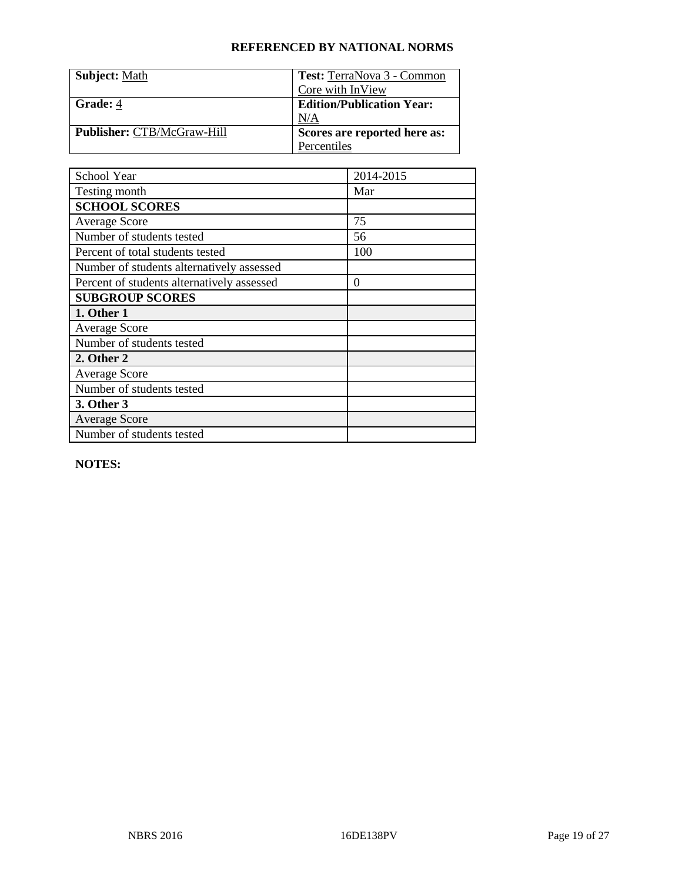## REFERENCED BY NATIONAL NORMS

| **Subject:** Math | **Test:** TerraNova 3 - Common Core with InView |
|---|---|
| **Grade:** 4 | **Edition/Publication Year:** N/A |
| **Publisher:** CTB/McGraw-Hill | **Scores are reported here as:** Percentiles |

| School Year | 2014-2015 |
|---|---|
| Testing month | Mar |
| **SCHOOL SCORES** | |
| Average Score | 75 |
| Number of students tested | 56 |
| Percent of total students tested | 100 |
| Number of students alternatively assessed | |
| Percent of students alternatively assessed | 0 |
| **SUBGROUP SCORES** | |
| **1. Other 1** | |
| Average Score | |
| Number of students tested | |
| **2. Other 2** | |
| Average Score | |
| Number of students tested | |
| **3. Other 3** | |
| Average Score | |
| Number of students tested | |

**NOTES:**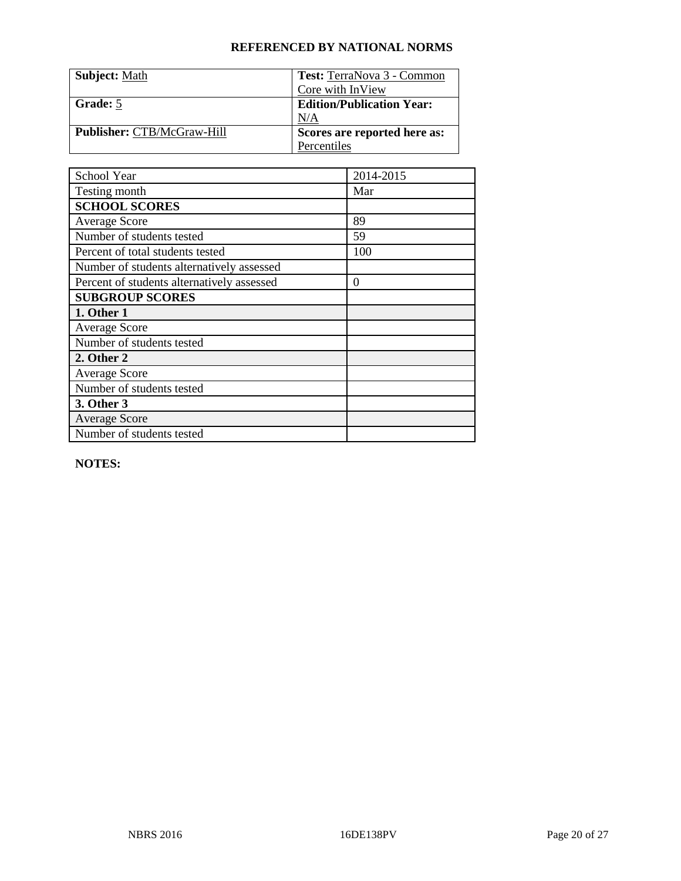## REFERENCED BY NATIONAL NORMS

| **Subject:** Math | **Test:** TerraNova 3 - Common Core with InView |
|---|---|
| **Grade:** 5 | **Edition/Publication Year:** N/A |
| **Publisher:** CTB/McGraw-Hill | **Scores are reported here as:** Percentiles |

| School Year | 2014-2015 |
|---|---|
| Testing month | Mar |
| **SCHOOL SCORES** | |
| Average Score | 89 |
| Number of students tested | 59 |
| Percent of total students tested | 100 |
| Number of students alternatively assessed | |
| Percent of students alternatively assessed | 0 |
| **SUBGROUP SCORES** | |
| **1. Other 1** | |
| Average Score | |
| Number of students tested | |
| **2. Other 2** | |
| Average Score | |
| Number of students tested | |
| **3. Other 3** | |
| Average Score | |
| Number of students tested | |

**NOTES:**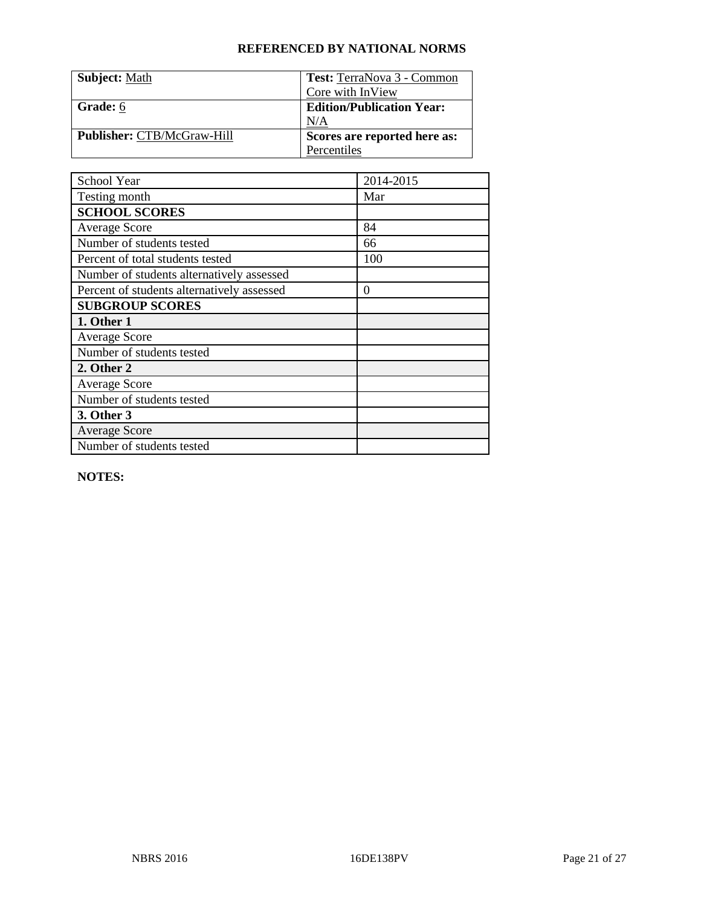**REFERENCED BY NATIONAL NORMS**

| **Subject:** Math | **Test:** TerraNova 3 - Common Core with InView |
| --- | --- |
| **Grade:** 6 | **Edition/Publication Year:** N/A |
| **Publisher:** CTB/McGraw-Hill | **Scores are reported here as:** Percentiles |

| School Year | 2014-2015 |
| --- | --- |
| Testing month | Mar |
| **SCHOOL SCORES** | |
| Average Score | 84 |
| Number of students tested | 66 |
| Percent of total students tested | 100 |
| Number of students alternatively assessed | |
| Percent of students alternatively assessed | 0 |
| **SUBGROUP SCORES** | |
| **1. Other 1** | |
| Average Score | |
| Number of students tested | |
| **2. Other 2** | |
| Average Score | |
| Number of students tested | |
| **3. Other 3** | |
| Average Score | |
| Number of students tested | |

**NOTES:**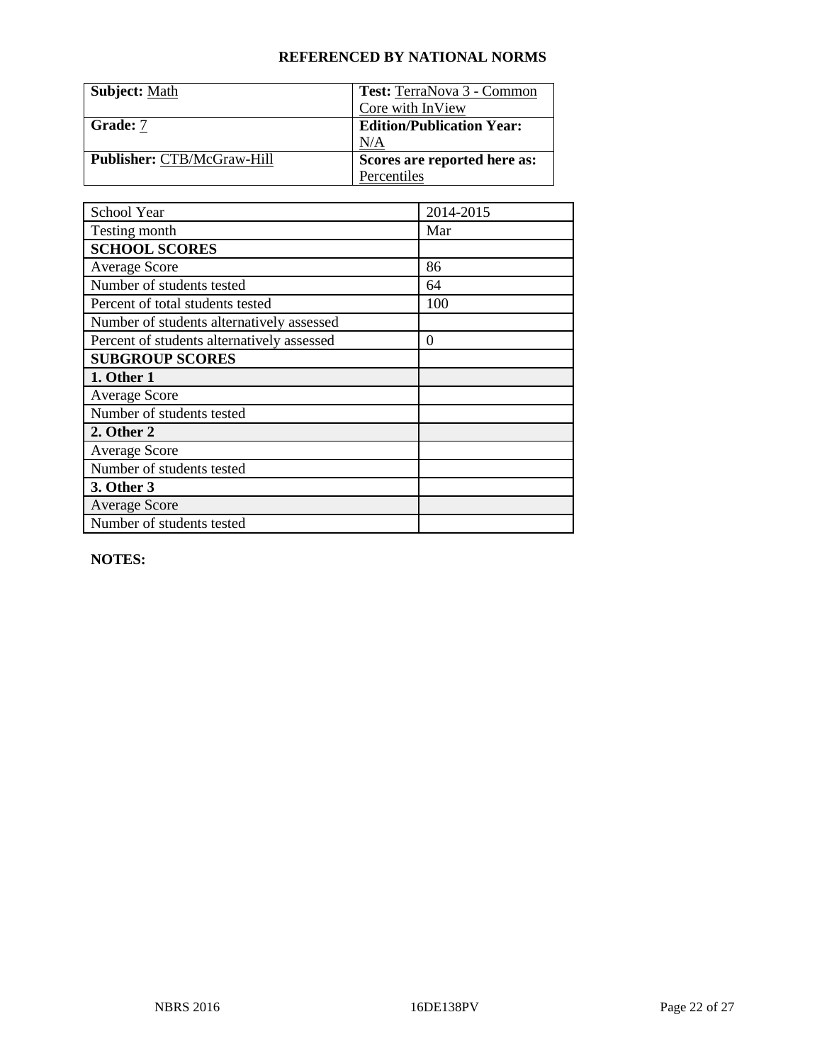**REFERENCED BY NATIONAL NORMS**

| **Subject:** Math | **Test:** TerraNova 3 - Common Core with InView |
|---|---|
| **Grade:** 7 | **Edition/Publication Year:** N/A |
| **Publisher:** CTB/McGraw-Hill | **Scores are reported here as:** Percentiles |

| School Year | 2014-2015 |
|---|---|
| Testing month | Mar |
| **SCHOOL SCORES** | |
| Average Score | 86 |
| Number of students tested | 64 |
| Percent of total students tested | 100 |
| Number of students alternatively assessed | |
| Percent of students alternatively assessed | 0 |
| **SUBGROUP SCORES** | |
| **1. Other 1** | |
| Average Score | |
| Number of students tested | |
| **2. Other 2** | |
| Average Score | |
| Number of students tested | |
| **3. Other 3** | |
| Average Score | |
| Number of students tested | |

**NOTES:**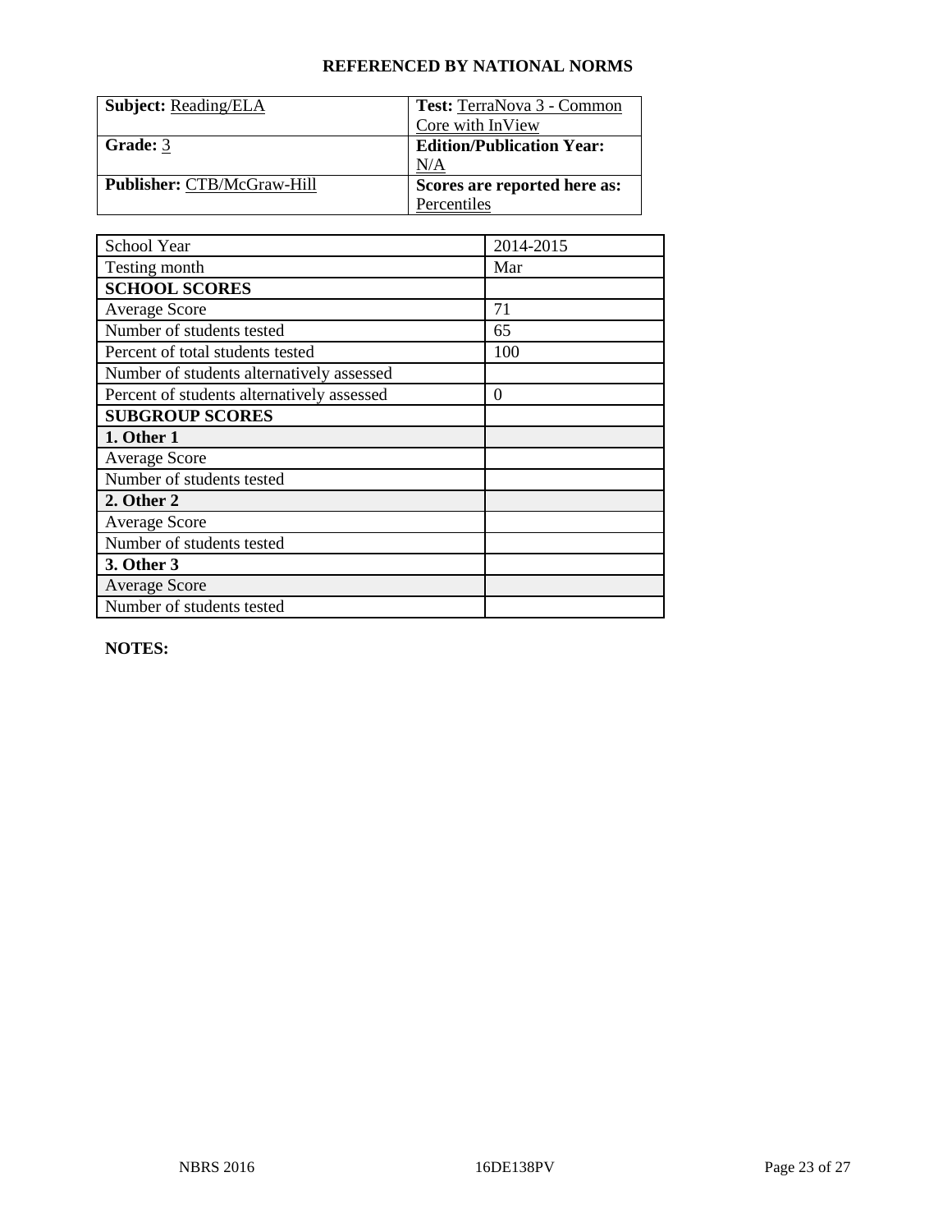## REFERENCED BY NATIONAL NORMS

| **Subject:** Reading/ELA | **Test:** TerraNova 3 - Common Core with InView |
|---|---|
| **Grade:** 3 | **Edition/Publication Year:** N/A |
| **Publisher:** CTB/McGraw-Hill | **Scores are reported here as:** Percentiles |

| School Year | 2014-2015 |
|---|---|
| Testing month | Mar |
| **SCHOOL SCORES** | |
| Average Score | 71 |
| Number of students tested | 65 |
| Percent of total students tested | 100 |
| Number of students alternatively assessed | |
| Percent of students alternatively assessed | 0 |
| **SUBGROUP SCORES** | |
| **1. Other 1** | |
| Average Score | |
| Number of students tested | |
| **2. Other 2** | |
| Average Score | |
| Number of students tested | |
| **3. Other 3** | |
| Average Score | |
| Number of students tested | |

**NOTES:**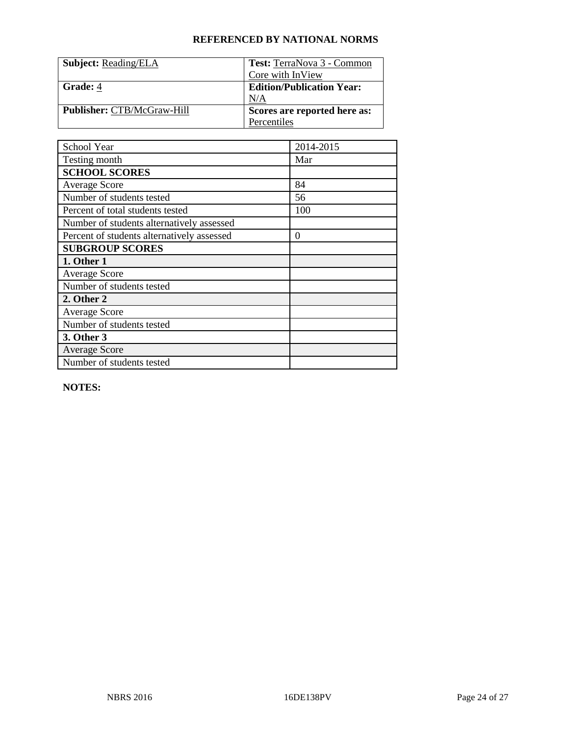**REFERENCED BY NATIONAL NORMS**

| **Subject:** Reading/ELA | **Test:** TerraNova 3 - Common Core with InView |
|---|---|
| **Grade:** 4 | **Edition/Publication Year:** N/A |
| **Publisher:** CTB/McGraw-Hill | **Scores are reported here as:** Percentiles |

| School Year | 2014-2015 |
|---|---|
| Testing month | Mar |
| **SCHOOL SCORES** | |
| Average Score | 84 |
| Number of students tested | 56 |
| Percent of total students tested | 100 |
| Number of students alternatively assessed | |
| Percent of students alternatively assessed | 0 |
| **SUBGROUP SCORES** | |
| **1. Other 1** | |
| Average Score | |
| Number of students tested | |
| **2. Other 2** | |
| Average Score | |
| Number of students tested | |
| **3. Other 3** | |
| Average Score | |
| Number of students tested | |

**NOTES:**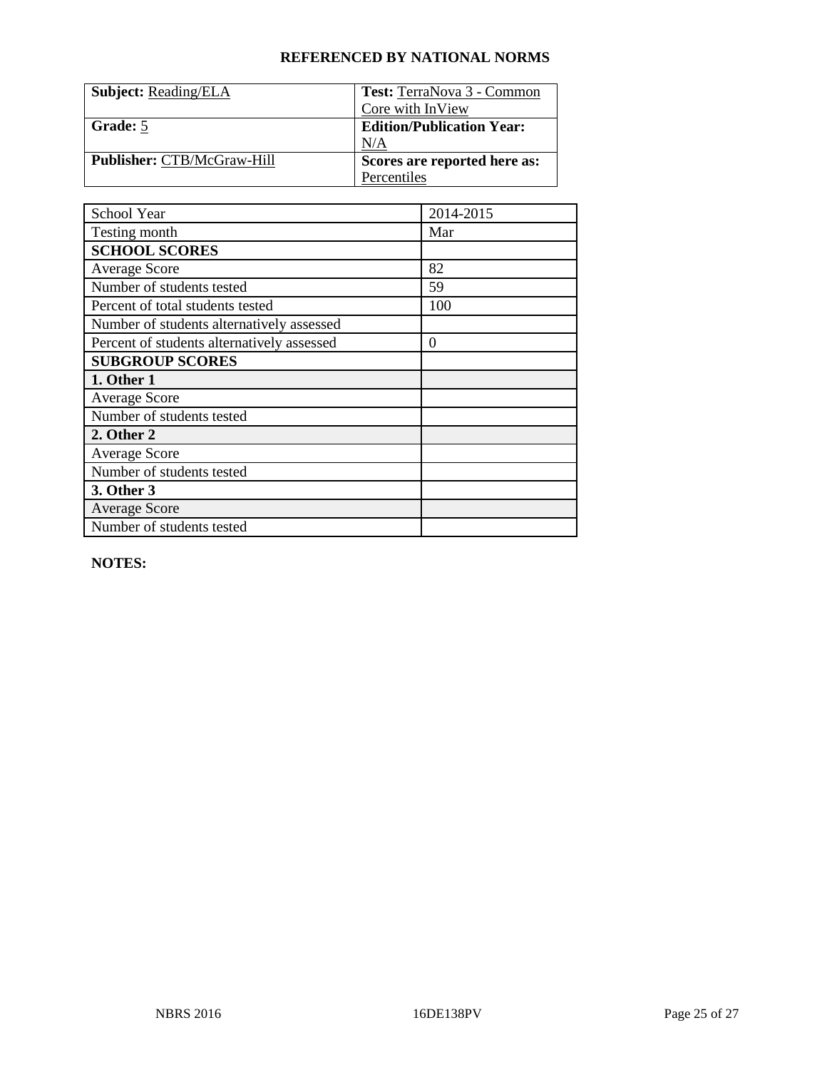**REFERENCED BY NATIONAL NORMS**

| **Subject:** Reading/ELA | **Test:** TerraNova 3 - Common Core with InView |
|---|---|
| **Grade:** 5 | **Edition/Publication Year:** N/A |
| **Publisher:** CTB/McGraw-Hill | **Scores are reported here as:** Percentiles |

| School Year | 2014-2015 |
|---|---|
| Testing month | Mar |
| **SCHOOL SCORES** | |
| Average Score | 82 |
| Number of students tested | 59 |
| Percent of total students tested | 100 |
| Number of students alternatively assessed | |
| Percent of students alternatively assessed | 0 |
| **SUBGROUP SCORES** | |
| **1. Other 1** | |
| Average Score | |
| Number of students tested | |
| **2. Other 2** | |
| Average Score | |
| Number of students tested | |
| **3. Other 3** | |
| Average Score | |
| Number of students tested | |

**NOTES:**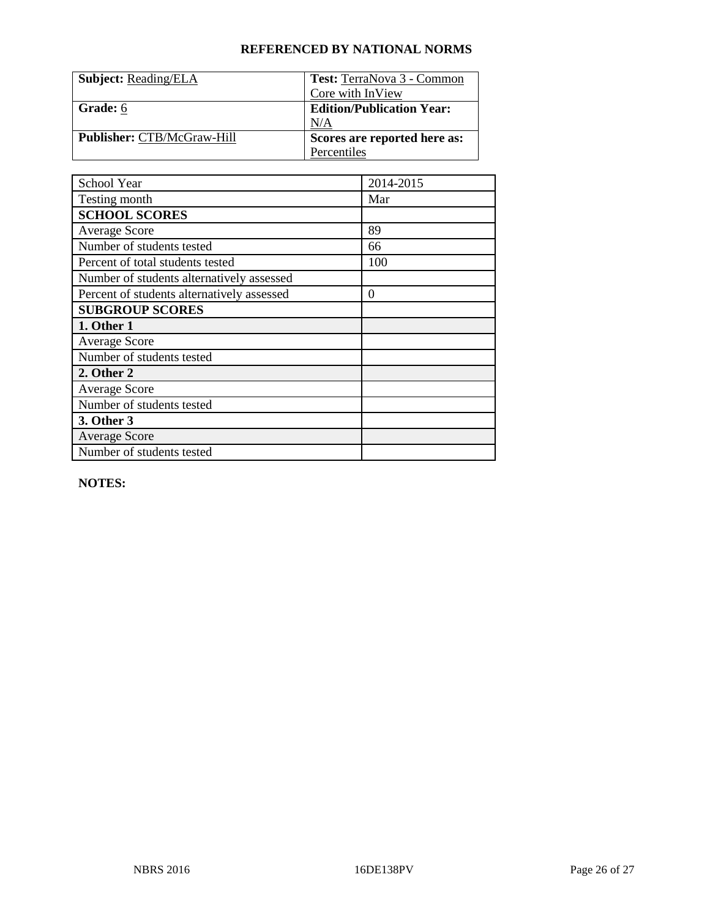**REFERENCED BY NATIONAL NORMS**

| **Subject:** Reading/ELA | **Test:** TerraNova 3 - Common Core with InView |
|---|---|
| **Grade:** 6 | **Edition/Publication Year:** N/A |
| **Publisher:** CTB/McGraw-Hill | **Scores are reported here as:** Percentiles |

| School Year | 2014-2015 |
|---|---|
| Testing month | Mar |
| **SCHOOL SCORES** | |
| Average Score | 89 |
| Number of students tested | 66 |
| Percent of total students tested | 100 |
| Number of students alternatively assessed | |
| Percent of students alternatively assessed | 0 |
| **SUBGROUP SCORES** | |
| **1. Other 1** | |
| Average Score | |
| Number of students tested | |
| **2. Other 2** | |
| Average Score | |
| Number of students tested | |
| **3. Other 3** | |
| Average Score | |
| Number of students tested | |

**NOTES:**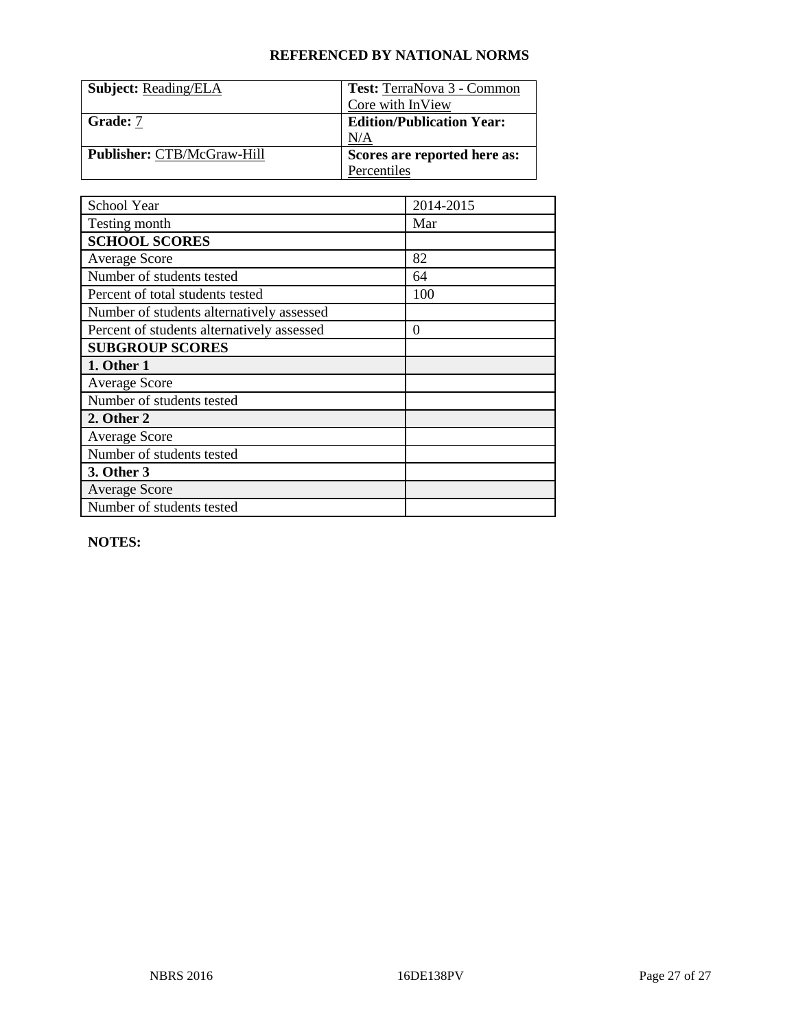## REFERENCED BY NATIONAL NORMS

| | |
|---|---|
| **Subject:** Reading/ELA | **Test:** TerraNova 3 - Common Core with InView |
| **Grade:** 7 | **Edition/Publication Year:** N/A |
| **Publisher:** CTB/McGraw-Hill | **Scores are reported here as:** Percentiles |

| School Year | 2014-2015 |
|---|---|
| Testing month | Mar |
| **SCHOOL SCORES** | |
| Average Score | 82 |
| Number of students tested | 64 |
| Percent of total students tested | 100 |
| Number of students alternatively assessed | |
| Percent of students alternatively assessed | 0 |
| **SUBGROUP SCORES** | |
| **1. Other 1** | |
| Average Score | |
| Number of students tested | |
| **2. Other 2** | |
| Average Score | |
| Number of students tested | |
| **3. Other 3** | |
| Average Score | |
| Number of students tested | |

**NOTES:**